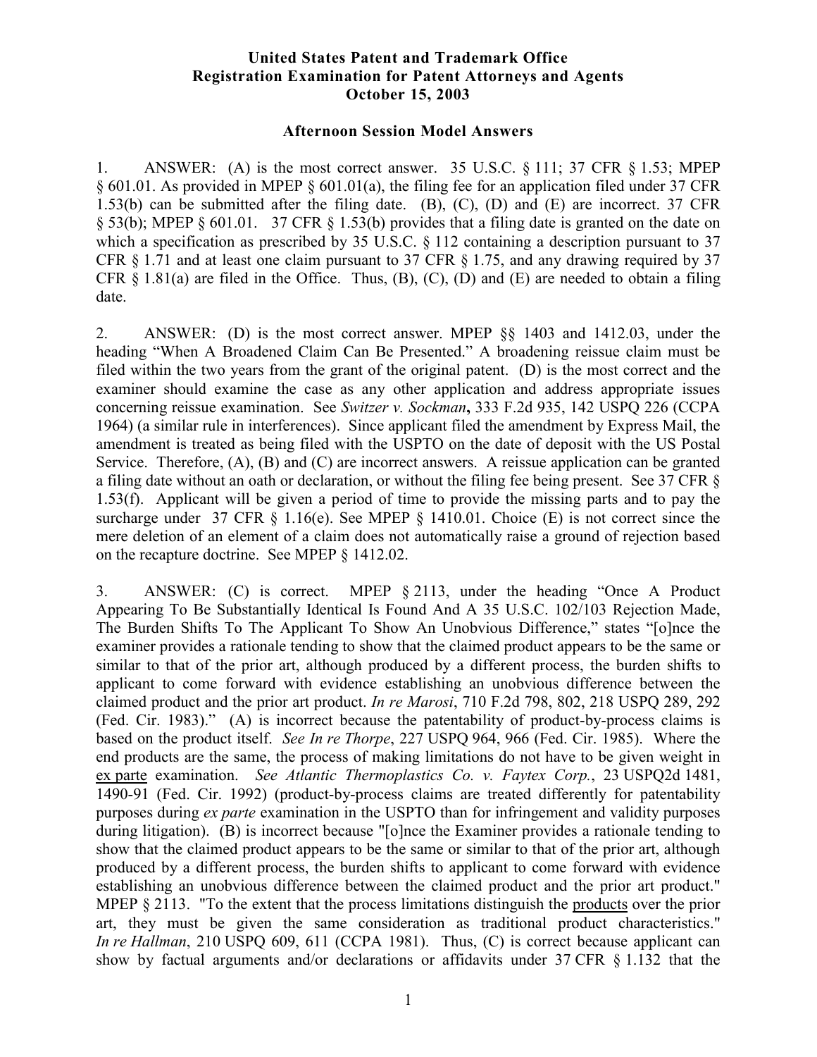**United States Patent and Trademark Office**
**Registration Examination for Patent Attorneys and Agents**
**October 15, 2003**

**Afternoon Session Model Answers**

1. ANSWER: (A) is the most correct answer. 35 U.S.C. § 111; 37 CFR § 1.53; MPEP § 601.01. As provided in MPEP § 601.01(a), the filing fee for an application filed under 37 CFR 1.53(b) can be submitted after the filing date. (B), (C), (D) and (E) are incorrect. 37 CFR § 53(b); MPEP § 601.01. 37 CFR § 1.53(b) provides that a filing date is granted on the date on which a specification as prescribed by 35 U.S.C. § 112 containing a description pursuant to 37 CFR § 1.71 and at least one claim pursuant to 37 CFR § 1.75, and any drawing required by 37 CFR § 1.81(a) are filed in the Office. Thus, (B), (C), (D) and (E) are needed to obtain a filing date.

2. ANSWER: (D) is the most correct answer. MPEP §§ 1403 and 1412.03, under the heading "When A Broadened Claim Can Be Presented." A broadening reissue claim must be filed within the two years from the grant of the original patent. (D) is the most correct and the examiner should examine the case as any other application and address appropriate issues concerning reissue examination. See *Switzer v. Sockman***,** 333 F.2d 935, 142 USPQ 226 (CCPA 1964) (a similar rule in interferences). Since applicant filed the amendment by Express Mail, the amendment is treated as being filed with the USPTO on the date of deposit with the US Postal Service. Therefore, (A), (B) and (C) are incorrect answers. A reissue application can be granted a filing date without an oath or declaration, or without the filing fee being present. See 37 CFR § 1.53(f). Applicant will be given a period of time to provide the missing parts and to pay the surcharge under 37 CFR § 1.16(e). See MPEP § 1410.01. Choice (E) is not correct since the mere deletion of an element of a claim does not automatically raise a ground of rejection based on the recapture doctrine. See MPEP § 1412.02.

3. ANSWER: (C) is correct. MPEP § 2113, under the heading "Once A Product Appearing To Be Substantially Identical Is Found And A 35 U.S.C. 102/103 Rejection Made, The Burden Shifts To The Applicant To Show An Unobvious Difference," states "[o]nce the examiner provides a rationale tending to show that the claimed product appears to be the same or similar to that of the prior art, although produced by a different process, the burden shifts to applicant to come forward with evidence establishing an unobvious difference between the claimed product and the prior art product. *In re Marosi*, 710 F.2d 798, 802, 218 USPQ 289, 292 (Fed. Cir. 1983)." (A) is incorrect because the patentability of product-by-process claims is based on the product itself. *See In re Thorpe*, 227 USPQ 964, 966 (Fed. Cir. 1985). Where the end products are the same, the process of making limitations do not have to be given weight in ex parte examination. *See Atlantic Thermoplastics Co. v. Faytex Corp.*, 23 USPQ2d 1481, 1490-91 (Fed. Cir. 1992) (product-by-process claims are treated differently for patentability purposes during *ex parte* examination in the USPTO than for infringement and validity purposes during litigation). (B) is incorrect because "[o]nce the Examiner provides a rationale tending to show that the claimed product appears to be the same or similar to that of the prior art, although produced by a different process, the burden shifts to applicant to come forward with evidence establishing an unobvious difference between the claimed product and the prior art product." MPEP § 2113. "To the extent that the process limitations distinguish the products over the prior art, they must be given the same consideration as traditional product characteristics." *In re Hallman*, 210 USPQ 609, 611 (CCPA 1981). Thus, (C) is correct because applicant can show by factual arguments and/or declarations or affidavits under 37 CFR § 1.132 that the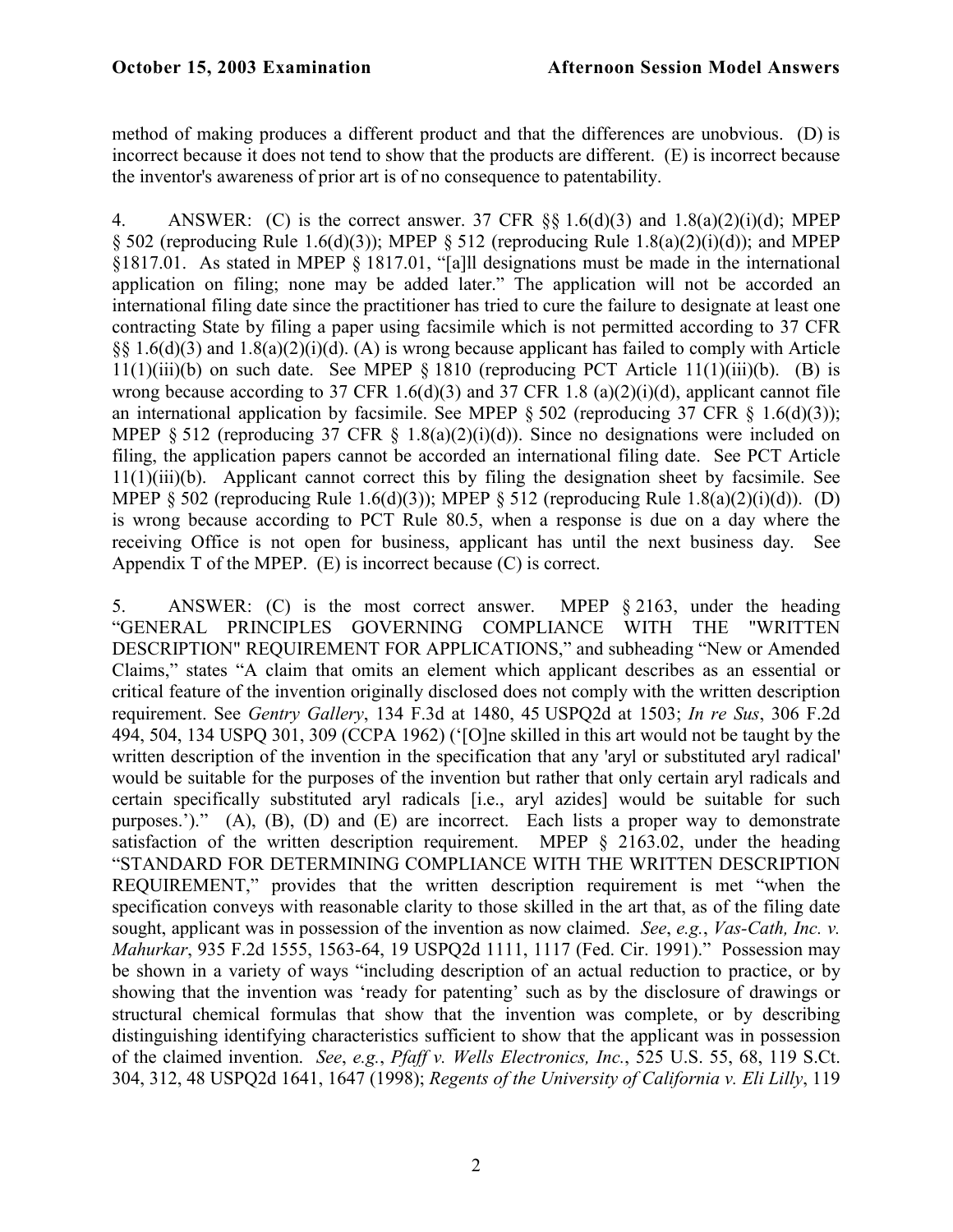method of making produces a different product and that the differences are unobvious. (D) is incorrect because it does not tend to show that the products are different. (E) is incorrect because the inventor's awareness of prior art is of no consequence to patentability.

4. ANSWER: (C) is the correct answer. 37 CFR §§ 1.6(d)(3) and 1.8(a)(2)(i)(d); MPEP § 502 (reproducing Rule 1.6(d)(3)); MPEP § 512 (reproducing Rule 1.8(a)(2)(i)(d)); and MPEP §1817.01. As stated in MPEP § 1817.01, "[a]ll designations must be made in the international application on filing; none may be added later." The application will not be accorded an international filing date since the practitioner has tried to cure the failure to designate at least one contracting State by filing a paper using facsimile which is not permitted according to 37 CFR §§ 1.6(d)(3) and 1.8(a)(2)(i)(d). (A) is wrong because applicant has failed to comply with Article 11(1)(iii)(b) on such date. See MPEP § 1810 (reproducing PCT Article 11(1)(iii)(b). (B) is wrong because according to 37 CFR 1.6(d)(3) and 37 CFR 1.8 (a)(2)(i)(d), applicant cannot file an international application by facsimile. See MPEP § 502 (reproducing 37 CFR § 1.6(d)(3)); MPEP § 512 (reproducing 37 CFR § 1.8(a)(2)(i)(d)). Since no designations were included on filing, the application papers cannot be accorded an international filing date. See PCT Article 11(1)(iii)(b). Applicant cannot correct this by filing the designation sheet by facsimile. See MPEP § 502 (reproducing Rule 1.6(d)(3)); MPEP § 512 (reproducing Rule 1.8(a)(2)(i)(d)). (D) is wrong because according to PCT Rule 80.5, when a response is due on a day where the receiving Office is not open for business, applicant has until the next business day. See Appendix T of the MPEP. (E) is incorrect because (C) is correct.

5. ANSWER: (C) is the most correct answer. MPEP § 2163, under the heading "GENERAL PRINCIPLES GOVERNING COMPLIANCE WITH THE "WRITTEN DESCRIPTION" REQUIREMENT FOR APPLICATIONS," and subheading "New or Amended Claims," states "A claim that omits an element which applicant describes as an essential or critical feature of the invention originally disclosed does not comply with the written description requirement. See *Gentry Gallery*, 134 F.3d at 1480, 45 USPQ2d at 1503; *In re Sus*, 306 F.2d 494, 504, 134 USPQ 301, 309 (CCPA 1962) ('[O]ne skilled in this art would not be taught by the written description of the invention in the specification that any 'aryl or substituted aryl radical' would be suitable for the purposes of the invention but rather that only certain aryl radicals and certain specifically substituted aryl radicals [i.e., aryl azides] would be suitable for such purposes.')." (A), (B), (D) and (E) are incorrect. Each lists a proper way to demonstrate satisfaction of the written description requirement. MPEP § 2163.02, under the heading "STANDARD FOR DETERMINING COMPLIANCE WITH THE WRITTEN DESCRIPTION REQUIREMENT," provides that the written description requirement is met "when the specification conveys with reasonable clarity to those skilled in the art that, as of the filing date sought, applicant was in possession of the invention as now claimed. *See*, *e.g.*, *Vas-Cath, Inc. v. Mahurkar*, 935 F.2d 1555, 1563-64, 19 USPQ2d 1111, 1117 (Fed. Cir. 1991)." Possession may be shown in a variety of ways "including description of an actual reduction to practice, or by showing that the invention was 'ready for patenting' such as by the disclosure of drawings or structural chemical formulas that show that the invention was complete, or by describing distinguishing identifying characteristics sufficient to show that the applicant was in possession of the claimed invention. *See*, *e.g.*, *Pfaff v. Wells Electronics, Inc.*, 525 U.S. 55, 68, 119 S.Ct. 304, 312, 48 USPQ2d 1641, 1647 (1998); *Regents of the University of California v. Eli Lilly*, 119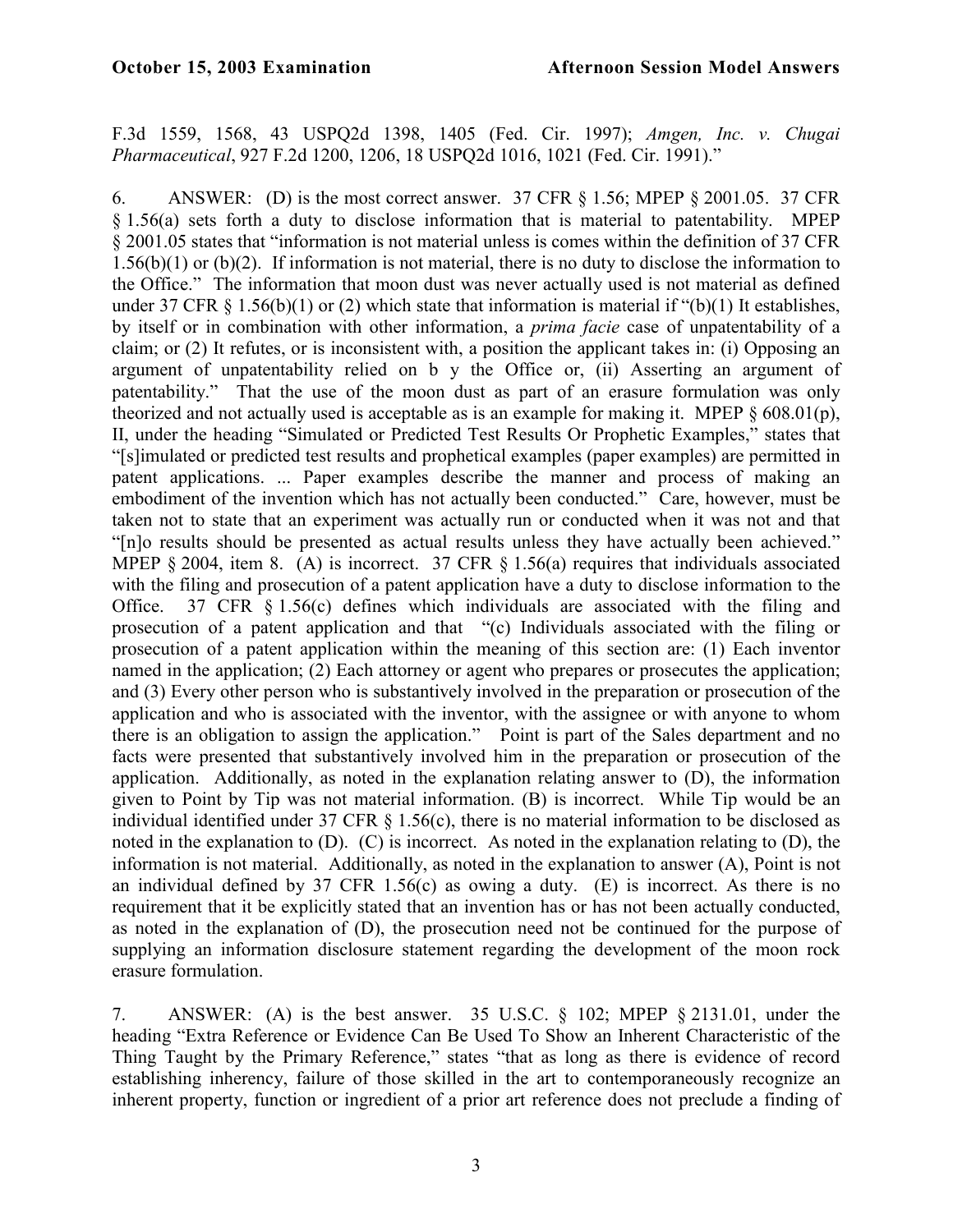F.3d 1559, 1568, 43 USPQ2d 1398, 1405 (Fed. Cir. 1997); *Amgen, Inc. v. Chugai Pharmaceutical*, 927 F.2d 1200, 1206, 18 USPQ2d 1016, 1021 (Fed. Cir. 1991)."

6. ANSWER: (D) is the most correct answer. 37 CFR § 1.56; MPEP § 2001.05. 37 CFR § 1.56(a) sets forth a duty to disclose information that is material to patentability. MPEP § 2001.05 states that "information is not material unless is comes within the definition of 37 CFR 1.56(b)(1) or (b)(2). If information is not material, there is no duty to disclose the information to the Office." The information that moon dust was never actually used is not material as defined under 37 CFR § 1.56(b)(1) or (2) which state that information is material if "(b)(1) It establishes, by itself or in combination with other information, a *prima facie* case of unpatentability of a claim; or (2) It refutes, or is inconsistent with, a position the applicant takes in: (i) Opposing an argument of unpatentability relied on b y the Office or, (ii) Asserting an argument of patentability." That the use of the moon dust as part of an erasure formulation was only theorized and not actually used is acceptable as is an example for making it. MPEP § 608.01(p), II, under the heading "Simulated or Predicted Test Results Or Prophetic Examples," states that "[s]imulated or predicted test results and prophetical examples (paper examples) are permitted in patent applications. ... Paper examples describe the manner and process of making an embodiment of the invention which has not actually been conducted." Care, however, must be taken not to state that an experiment was actually run or conducted when it was not and that "[n]o results should be presented as actual results unless they have actually been achieved." MPEP § 2004, item 8. (A) is incorrect. 37 CFR § 1.56(a) requires that individuals associated with the filing and prosecution of a patent application have a duty to disclose information to the Office. 37 CFR § 1.56(c) defines which individuals are associated with the filing and prosecution of a patent application and that "(c) Individuals associated with the filing or prosecution of a patent application within the meaning of this section are: (1) Each inventor named in the application; (2) Each attorney or agent who prepares or prosecutes the application; and (3) Every other person who is substantively involved in the preparation or prosecution of the application and who is associated with the inventor, with the assignee or with anyone to whom there is an obligation to assign the application." Point is part of the Sales department and no facts were presented that substantively involved him in the preparation or prosecution of the application. Additionally, as noted in the explanation relating answer to (D), the information given to Point by Tip was not material information. (B) is incorrect. While Tip would be an individual identified under 37 CFR § 1.56(c), there is no material information to be disclosed as noted in the explanation to (D). (C) is incorrect. As noted in the explanation relating to (D), the information is not material. Additionally, as noted in the explanation to answer (A), Point is not an individual defined by 37 CFR 1.56(c) as owing a duty. (E) is incorrect. As there is no requirement that it be explicitly stated that an invention has or has not been actually conducted, as noted in the explanation of (D), the prosecution need not be continued for the purpose of supplying an information disclosure statement regarding the development of the moon rock erasure formulation.

7. ANSWER: (A) is the best answer. 35 U.S.C. § 102; MPEP § 2131.01, under the heading "Extra Reference or Evidence Can Be Used To Show an Inherent Characteristic of the Thing Taught by the Primary Reference," states "that as long as there is evidence of record establishing inherency, failure of those skilled in the art to contemporaneously recognize an inherent property, function or ingredient of a prior art reference does not preclude a finding of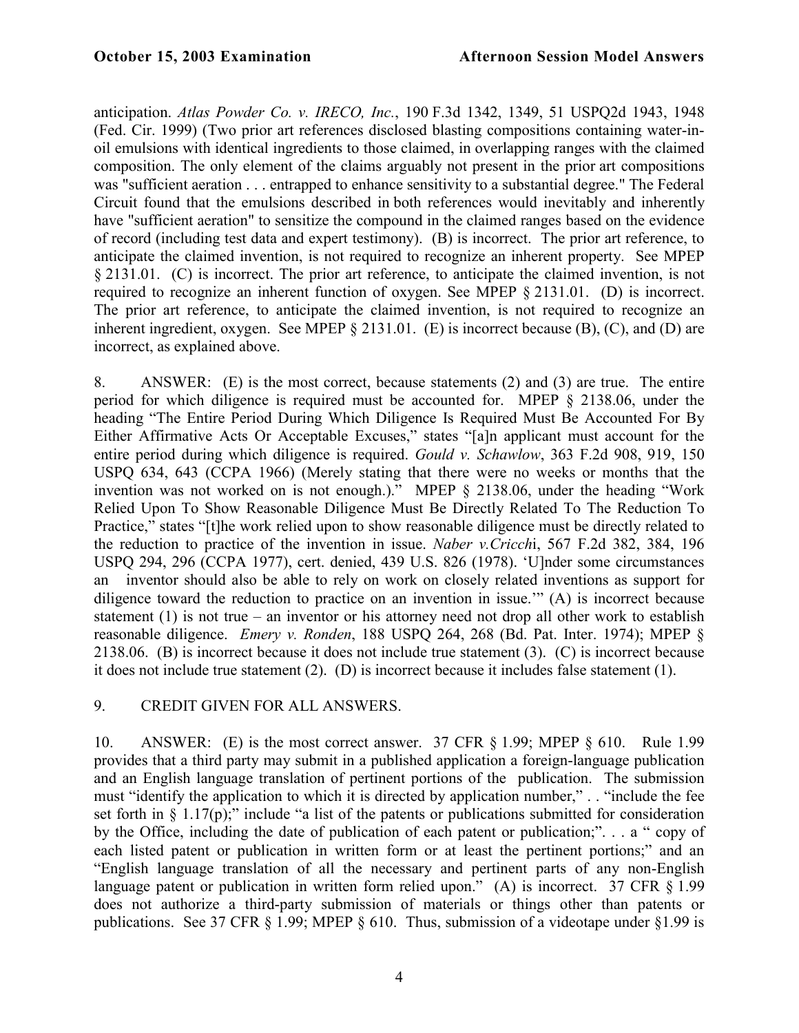anticipation. *Atlas Powder Co. v. IRECO, Inc.*, 190 F.3d 1342, 1349, 51 USPQ2d 1943, 1948 (Fed. Cir. 1999) (Two prior art references disclosed blasting compositions containing water-in-oil emulsions with identical ingredients to those claimed, in overlapping ranges with the claimed composition. The only element of the claims arguably not present in the prior art compositions was "sufficient aeration . . . entrapped to enhance sensitivity to a substantial degree." The Federal Circuit found that the emulsions described in both references would inevitably and inherently have "sufficient aeration" to sensitize the compound in the claimed ranges based on the evidence of record (including test data and expert testimony). (B) is incorrect. The prior art reference, to anticipate the claimed invention, is not required to recognize an inherent property. See MPEP § 2131.01. (C) is incorrect. The prior art reference, to anticipate the claimed invention, is not required to recognize an inherent function of oxygen. See MPEP § 2131.01. (D) is incorrect. The prior art reference, to anticipate the claimed invention, is not required to recognize an inherent ingredient, oxygen. See MPEP § 2131.01. (E) is incorrect because (B), (C), and (D) are incorrect, as explained above.

8. ANSWER: (E) is the most correct, because statements (2) and (3) are true. The entire period for which diligence is required must be accounted for. MPEP § 2138.06, under the heading "The Entire Period During Which Diligence Is Required Must Be Accounted For By Either Affirmative Acts Or Acceptable Excuses," states "[a]n applicant must account for the entire period during which diligence is required. *Gould v. Schawlow*, 363 F.2d 908, 919, 150 USPQ 634, 643 (CCPA 1966) (Merely stating that there were no weeks or months that the invention was not worked on is not enough.)." MPEP § 2138.06, under the heading "Work Relied Upon To Show Reasonable Diligence Must Be Directly Related To The Reduction To Practice," states "[t]he work relied upon to show reasonable diligence must be directly related to the reduction to practice of the invention in issue. *Naber v.Cricchi*, 567 F.2d 382, 384, 196 USPQ 294, 296 (CCPA 1977), cert. denied, 439 U.S. 826 (1978). 'U]nder some circumstances an inventor should also be able to rely on work on closely related inventions as support for diligence toward the reduction to practice on an invention in issue.'" (A) is incorrect because statement (1) is not true – an inventor or his attorney need not drop all other work to establish reasonable diligence. *Emery v. Ronden*, 188 USPQ 264, 268 (Bd. Pat. Inter. 1974); MPEP § 2138.06. (B) is incorrect because it does not include true statement (3). (C) is incorrect because it does not include true statement (2). (D) is incorrect because it includes false statement (1).

9. CREDIT GIVEN FOR ALL ANSWERS.

10. ANSWER: (E) is the most correct answer. 37 CFR § 1.99; MPEP § 610. Rule 1.99 provides that a third party may submit in a published application a foreign-language publication and an English language translation of pertinent portions of the publication. The submission must "identify the application to which it is directed by application number," . . "include the fee set forth in § 1.17(p);" include "a list of the patents or publications submitted for consideration by the Office, including the date of publication of each patent or publication;". . . a " copy of each listed patent or publication in written form or at least the pertinent portions;" and an "English language translation of all the necessary and pertinent parts of any non-English language patent or publication in written form relied upon." (A) is incorrect. 37 CFR § 1.99 does not authorize a third-party submission of materials or things other than patents or publications. See 37 CFR § 1.99; MPEP § 610. Thus, submission of a videotape under §1.99 is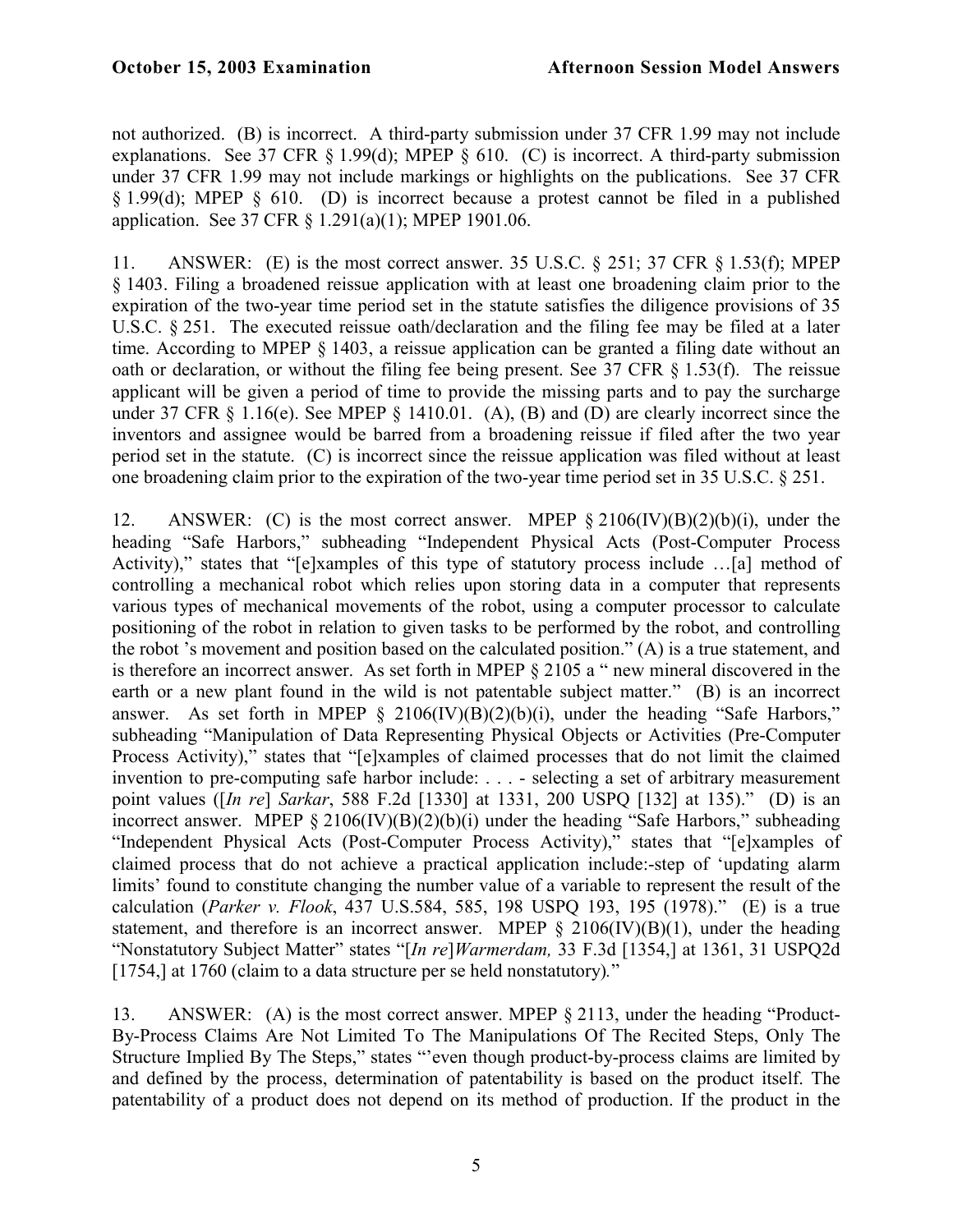not authorized. (B) is incorrect. A third-party submission under 37 CFR 1.99 may not include explanations. See 37 CFR § 1.99(d); MPEP § 610. (C) is incorrect. A third-party submission under 37 CFR 1.99 may not include markings or highlights on the publications. See 37 CFR § 1.99(d); MPEP § 610. (D) is incorrect because a protest cannot be filed in a published application. See 37 CFR § 1.291(a)(1); MPEP 1901.06.

11. ANSWER: (E) is the most correct answer. 35 U.S.C. § 251; 37 CFR § 1.53(f); MPEP § 1403. Filing a broadened reissue application with at least one broadening claim prior to the expiration of the two-year time period set in the statute satisfies the diligence provisions of 35 U.S.C. § 251. The executed reissue oath/declaration and the filing fee may be filed at a later time. According to MPEP § 1403, a reissue application can be granted a filing date without an oath or declaration, or without the filing fee being present. See 37 CFR § 1.53(f). The reissue applicant will be given a period of time to provide the missing parts and to pay the surcharge under 37 CFR § 1.16(e). See MPEP § 1410.01. (A), (B) and (D) are clearly incorrect since the inventors and assignee would be barred from a broadening reissue if filed after the two year period set in the statute. (C) is incorrect since the reissue application was filed without at least one broadening claim prior to the expiration of the two-year time period set in 35 U.S.C. § 251.

12. ANSWER: (C) is the most correct answer. MPEP § 2106(IV)(B)(2)(b)(i), under the heading "Safe Harbors," subheading "Independent Physical Acts (Post-Computer Process Activity)," states that "[e]xamples of this type of statutory process include …[a] method of controlling a mechanical robot which relies upon storing data in a computer that represents various types of mechanical movements of the robot, using a computer processor to calculate positioning of the robot in relation to given tasks to be performed by the robot, and controlling the robot 's movement and position based on the calculated position." (A) is a true statement, and is therefore an incorrect answer. As set forth in MPEP § 2105 a " new mineral discovered in the earth or a new plant found in the wild is not patentable subject matter." (B) is an incorrect answer. As set forth in MPEP § 2106(IV)(B)(2)(b)(i), under the heading "Safe Harbors," subheading "Manipulation of Data Representing Physical Objects or Activities (Pre-Computer Process Activity)," states that "[e]xamples of claimed processes that do not limit the claimed invention to pre-computing safe harbor include: . . . - selecting a set of arbitrary measurement point values ([*In re*] *Sarkar*, 588 F.2d [1330] at 1331, 200 USPQ [132] at 135)." (D) is an incorrect answer. MPEP § 2106(IV)(B)(2)(b)(i) under the heading "Safe Harbors," subheading "Independent Physical Acts (Post-Computer Process Activity)," states that "[e]xamples of claimed process that do not achieve a practical application include:-step of 'updating alarm limits' found to constitute changing the number value of a variable to represent the result of the calculation (*Parker v. Flook*, 437 U.S.584, 585, 198 USPQ 193, 195 (1978)." (E) is a true statement, and therefore is an incorrect answer. MPEP § 2106(IV)(B)(1), under the heading "Nonstatutory Subject Matter" states "[*In re*]*Warmerdam,* 33 F.3d [1354,] at 1361, 31 USPQ2d [1754,] at 1760 (claim to a data structure per se held nonstatutory)*.*"

13. ANSWER: (A) is the most correct answer. MPEP § 2113, under the heading "Product-By-Process Claims Are Not Limited To The Manipulations Of The Recited Steps, Only The Structure Implied By The Steps," states "'even though product-by-process claims are limited by and defined by the process, determination of patentability is based on the product itself. The patentability of a product does not depend on its method of production. If the product in the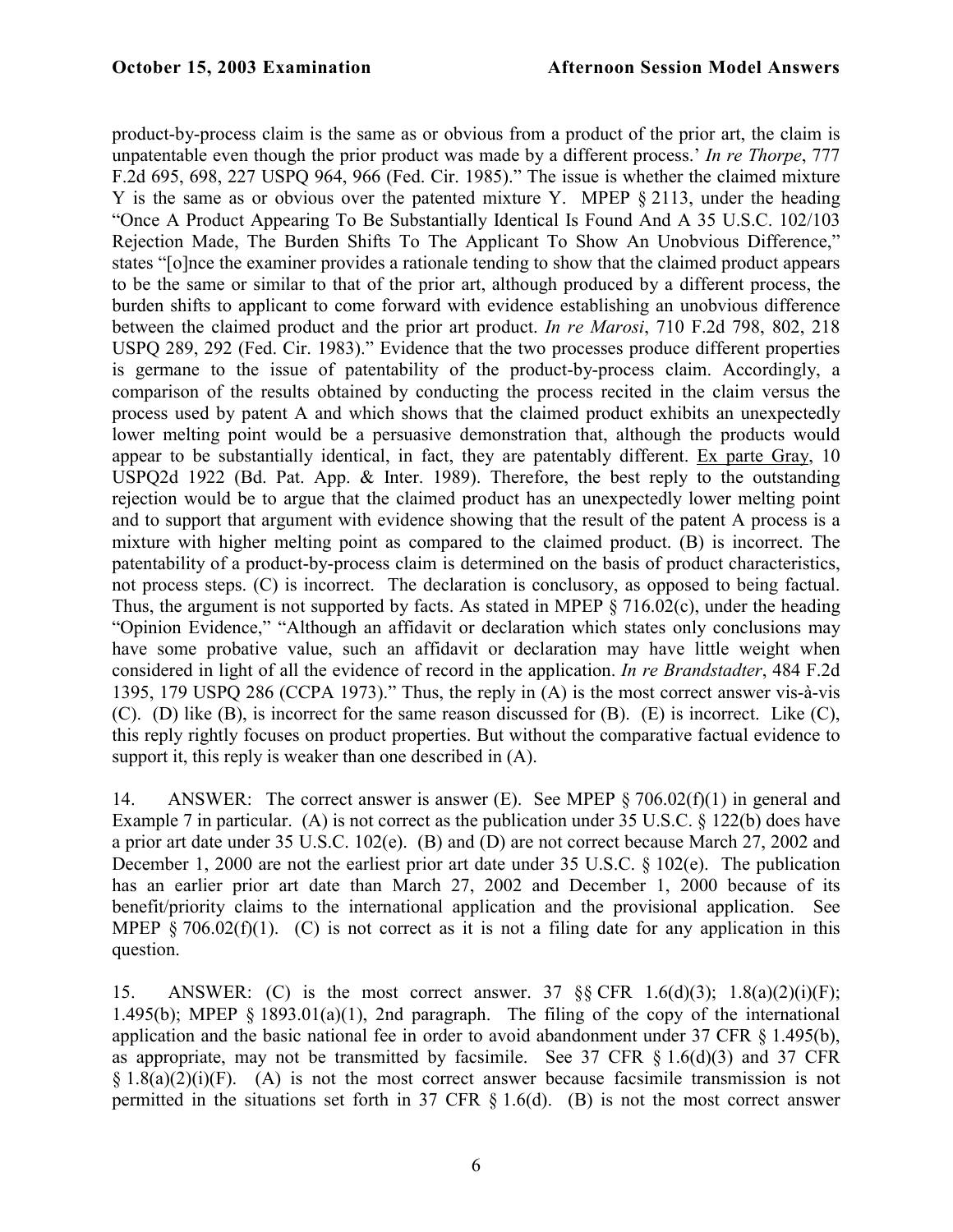product-by-process claim is the same as or obvious from a product of the prior art, the claim is unpatentable even though the prior product was made by a different process.' *In re Thorpe*, 777 F.2d 695, 698, 227 USPQ 964, 966 (Fed. Cir. 1985)." The issue is whether the claimed mixture Y is the same as or obvious over the patented mixture Y. MPEP § 2113, under the heading "Once A Product Appearing To Be Substantially Identical Is Found And A 35 U.S.C. 102/103 Rejection Made, The Burden Shifts To The Applicant To Show An Unobvious Difference," states "[o]nce the examiner provides a rationale tending to show that the claimed product appears to be the same or similar to that of the prior art, although produced by a different process, the burden shifts to applicant to come forward with evidence establishing an unobvious difference between the claimed product and the prior art product. *In re Marosi*, 710 F.2d 798, 802, 218 USPQ 289, 292 (Fed. Cir. 1983)." Evidence that the two processes produce different properties is germane to the issue of patentability of the product-by-process claim. Accordingly, a comparison of the results obtained by conducting the process recited in the claim versus the process used by patent A and which shows that the claimed product exhibits an unexpectedly lower melting point would be a persuasive demonstration that, although the products would appear to be substantially identical, in fact, they are patentably different. Ex parte Gray, 10 USPQ2d 1922 (Bd. Pat. App. & Inter. 1989). Therefore, the best reply to the outstanding rejection would be to argue that the claimed product has an unexpectedly lower melting point and to support that argument with evidence showing that the result of the patent A process is a mixture with higher melting point as compared to the claimed product. (B) is incorrect. The patentability of a product-by-process claim is determined on the basis of product characteristics, not process steps. (C) is incorrect. The declaration is conclusory, as opposed to being factual. Thus, the argument is not supported by facts. As stated in MPEP § 716.02(c), under the heading "Opinion Evidence," "Although an affidavit or declaration which states only conclusions may have some probative value, such an affidavit or declaration may have little weight when considered in light of all the evidence of record in the application. *In re Brandstadter*, 484 F.2d 1395, 179 USPQ 286 (CCPA 1973)." Thus, the reply in (A) is the most correct answer vis-à-vis (C). (D) like (B), is incorrect for the same reason discussed for (B). (E) is incorrect. Like (C), this reply rightly focuses on product properties. But without the comparative factual evidence to support it, this reply is weaker than one described in (A).

14. ANSWER: The correct answer is answer (E). See MPEP § 706.02(f)(1) in general and Example 7 in particular. (A) is not correct as the publication under 35 U.S.C. § 122(b) does have a prior art date under 35 U.S.C. 102(e). (B) and (D) are not correct because March 27, 2002 and December 1, 2000 are not the earliest prior art date under 35 U.S.C. § 102(e). The publication has an earlier prior art date than March 27, 2002 and December 1, 2000 because of its benefit/priority claims to the international application and the provisional application. See MPEP § 706.02(f)(1). (C) is not correct as it is not a filing date for any application in this question.

15. ANSWER: (C) is the most correct answer. 37 §§ CFR 1.6(d)(3); 1.8(a)(2)(i)(F); 1.495(b); MPEP § 1893.01(a)(1), 2nd paragraph. The filing of the copy of the international application and the basic national fee in order to avoid abandonment under 37 CFR § 1.495(b), as appropriate, may not be transmitted by facsimile. See 37 CFR § 1.6(d)(3) and 37 CFR § 1.8(a)(2)(i)(F). (A) is not the most correct answer because facsimile transmission is not permitted in the situations set forth in 37 CFR § 1.6(d). (B) is not the most correct answer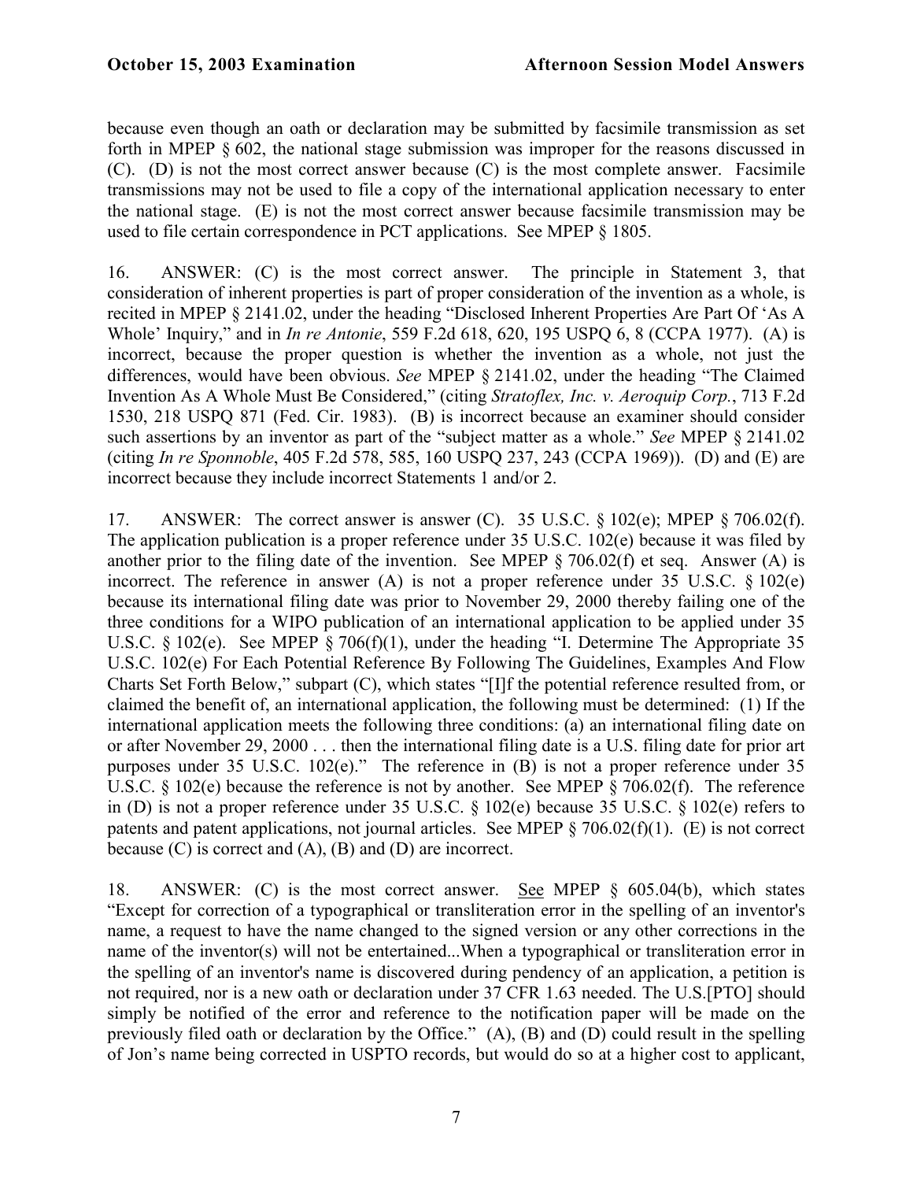because even though an oath or declaration may be submitted by facsimile transmission as set forth in MPEP § 602, the national stage submission was improper for the reasons discussed in (C). (D) is not the most correct answer because (C) is the most complete answer. Facsimile transmissions may not be used to file a copy of the international application necessary to enter the national stage. (E) is not the most correct answer because facsimile transmission may be used to file certain correspondence in PCT applications. See MPEP § 1805.

16. ANSWER: (C) is the most correct answer. The principle in Statement 3, that consideration of inherent properties is part of proper consideration of the invention as a whole, is recited in MPEP § 2141.02, under the heading "Disclosed Inherent Properties Are Part Of 'As A Whole' Inquiry," and in *In re Antonie*, 559 F.2d 618, 620, 195 USPQ 6, 8 (CCPA 1977). (A) is incorrect, because the proper question is whether the invention as a whole, not just the differences, would have been obvious. *See* MPEP § 2141.02, under the heading "The Claimed Invention As A Whole Must Be Considered," (citing *Stratoflex, Inc. v. Aeroquip Corp.*, 713 F.2d 1530, 218 USPQ 871 (Fed. Cir. 1983). (B) is incorrect because an examiner should consider such assertions by an inventor as part of the "subject matter as a whole." *See* MPEP § 2141.02 (citing *In re Sponnoble*, 405 F.2d 578, 585, 160 USPQ 237, 243 (CCPA 1969)). (D) and (E) are incorrect because they include incorrect Statements 1 and/or 2.

17. ANSWER: The correct answer is answer (C). 35 U.S.C. § 102(e); MPEP § 706.02(f). The application publication is a proper reference under 35 U.S.C. 102(e) because it was filed by another prior to the filing date of the invention. See MPEP § 706.02(f) et seq. Answer (A) is incorrect. The reference in answer (A) is not a proper reference under 35 U.S.C. § 102(e) because its international filing date was prior to November 29, 2000 thereby failing one of the three conditions for a WIPO publication of an international application to be applied under 35 U.S.C. § 102(e). See MPEP § 706(f)(1), under the heading "I. Determine The Appropriate 35 U.S.C. 102(e) For Each Potential Reference By Following The Guidelines, Examples And Flow Charts Set Forth Below," subpart (C), which states "[I]f the potential reference resulted from, or claimed the benefit of, an international application, the following must be determined: (1) If the international application meets the following three conditions: (a) an international filing date on or after November 29, 2000 . . . then the international filing date is a U.S. filing date for prior art purposes under 35 U.S.C. 102(e)." The reference in (B) is not a proper reference under 35 U.S.C. § 102(e) because the reference is not by another. See MPEP § 706.02(f). The reference in (D) is not a proper reference under 35 U.S.C. § 102(e) because 35 U.S.C. § 102(e) refers to patents and patent applications, not journal articles. See MPEP § 706.02(f)(1). (E) is not correct because (C) is correct and (A), (B) and (D) are incorrect.

18. ANSWER: (C) is the most correct answer. See MPEP § 605.04(b), which states "Except for correction of a typographical or transliteration error in the spelling of an inventor's name, a request to have the name changed to the signed version or any other corrections in the name of the inventor(s) will not be entertained...When a typographical or transliteration error in the spelling of an inventor's name is discovered during pendency of an application, a petition is not required, nor is a new oath or declaration under 37 CFR 1.63 needed. The U.S.[PTO] should simply be notified of the error and reference to the notification paper will be made on the previously filed oath or declaration by the Office." (A), (B) and (D) could result in the spelling of Jon's name being corrected in USPTO records, but would do so at a higher cost to applicant,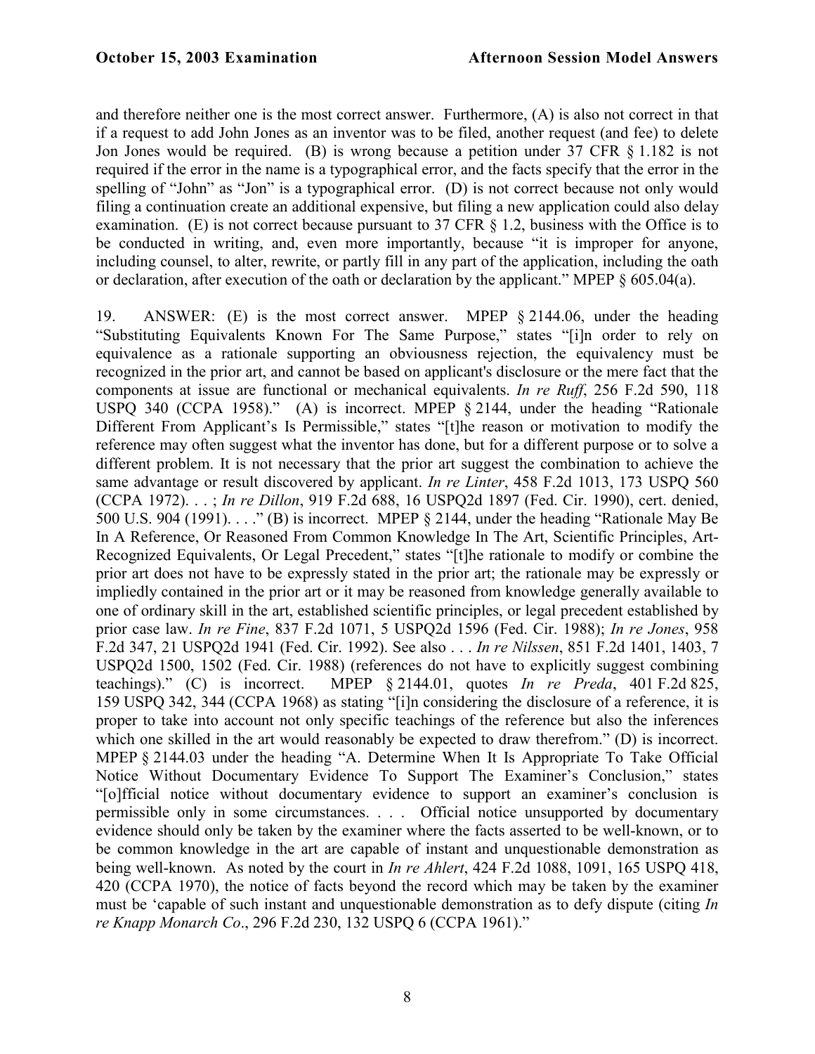and therefore neither one is the most correct answer. Furthermore, (A) is also not correct in that if a request to add John Jones as an inventor was to be filed, another request (and fee) to delete Jon Jones would be required. (B) is wrong because a petition under 37 CFR § 1.182 is not required if the error in the name is a typographical error, and the facts specify that the error in the spelling of "John" as "Jon" is a typographical error. (D) is not correct because not only would filing a continuation create an additional expensive, but filing a new application could also delay examination. (E) is not correct because pursuant to 37 CFR § 1.2, business with the Office is to be conducted in writing, and, even more importantly, because "it is improper for anyone, including counsel, to alter, rewrite, or partly fill in any part of the application, including the oath or declaration, after execution of the oath or declaration by the applicant." MPEP § 605.04(a).

19. ANSWER: (E) is the most correct answer. MPEP § 2144.06, under the heading "Substituting Equivalents Known For The Same Purpose," states "[i]n order to rely on equivalence as a rationale supporting an obviousness rejection, the equivalency must be recognized in the prior art, and cannot be based on applicant's disclosure or the mere fact that the components at issue are functional or mechanical equivalents. *In re Ruff*, 256 F.2d 590, 118 USPQ 340 (CCPA 1958)." (A) is incorrect. MPEP § 2144, under the heading "Rationale Different From Applicant's Is Permissible," states "[t]he reason or motivation to modify the reference may often suggest what the inventor has done, but for a different purpose or to solve a different problem. It is not necessary that the prior art suggest the combination to achieve the same advantage or result discovered by applicant. *In re Linter*, 458 F.2d 1013, 173 USPQ 560 (CCPA 1972). . . ; *In re Dillon*, 919 F.2d 688, 16 USPQ2d 1897 (Fed. Cir. 1990), cert. denied, 500 U.S. 904 (1991). . . ." (B) is incorrect. MPEP § 2144, under the heading "Rationale May Be In A Reference, Or Reasoned From Common Knowledge In The Art, Scientific Principles, Art-Recognized Equivalents, Or Legal Precedent," states "[t]he rationale to modify or combine the prior art does not have to be expressly stated in the prior art; the rationale may be expressly or impliedly contained in the prior art or it may be reasoned from knowledge generally available to one of ordinary skill in the art, established scientific principles, or legal precedent established by prior case law. *In re Fine*, 837 F.2d 1071, 5 USPQ2d 1596 (Fed. Cir. 1988); *In re Jones*, 958 F.2d 347, 21 USPQ2d 1941 (Fed. Cir. 1992). See also . . . *In re Nilssen*, 851 F.2d 1401, 1403, 7 USPQ2d 1500, 1502 (Fed. Cir. 1988) (references do not have to explicitly suggest combining teachings)." (C) is incorrect. MPEP § 2144.01, quotes *In re Preda*, 401 F.2d 825, 159 USPQ 342, 344 (CCPA 1968) as stating "[i]n considering the disclosure of a reference, it is proper to take into account not only specific teachings of the reference but also the inferences which one skilled in the art would reasonably be expected to draw therefrom." (D) is incorrect. MPEP § 2144.03 under the heading "A. Determine When It Is Appropriate To Take Official Notice Without Documentary Evidence To Support The Examiner's Conclusion," states "[o]fficial notice without documentary evidence to support an examiner's conclusion is permissible only in some circumstances. . . . Official notice unsupported by documentary evidence should only be taken by the examiner where the facts asserted to be well-known, or to be common knowledge in the art are capable of instant and unquestionable demonstration as being well-known. As noted by the court in *In re Ahlert*, 424 F.2d 1088, 1091, 165 USPQ 418, 420 (CCPA 1970), the notice of facts beyond the record which may be taken by the examiner must be 'capable of such instant and unquestionable demonstration as to defy dispute (citing *In re Knapp Monarch Co*., 296 F.2d 230, 132 USPQ 6 (CCPA 1961)."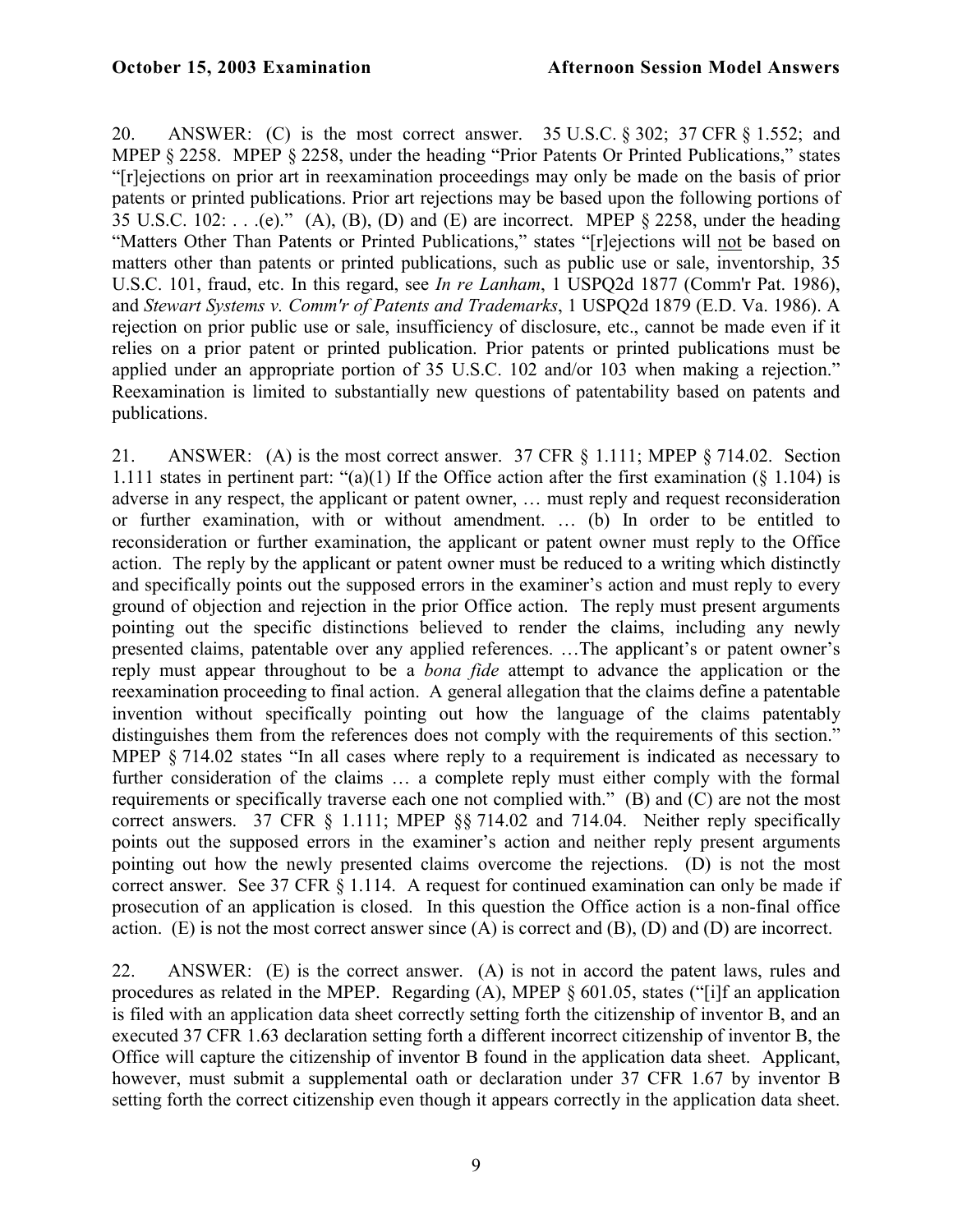20. ANSWER: (C) is the most correct answer. 35 U.S.C. § 302; 37 CFR § 1.552; and MPEP § 2258. MPEP § 2258, under the heading "Prior Patents Or Printed Publications," states "[r]ejections on prior art in reexamination proceedings may only be made on the basis of prior patents or printed publications. Prior art rejections may be based upon the following portions of 35 U.S.C. 102: . . .(e)." (A), (B), (D) and (E) are incorrect. MPEP § 2258, under the heading "Matters Other Than Patents or Printed Publications," states "[r]ejections will not be based on matters other than patents or printed publications, such as public use or sale, inventorship, 35 U.S.C. 101, fraud, etc. In this regard, see *In re Lanham*, 1 USPQ2d 1877 (Comm'r Pat. 1986), and *Stewart Systems v. Comm'r of Patents and Trademarks*, 1 USPQ2d 1879 (E.D. Va. 1986). A rejection on prior public use or sale, insufficiency of disclosure, etc., cannot be made even if it relies on a prior patent or printed publication. Prior patents or printed publications must be applied under an appropriate portion of 35 U.S.C. 102 and/or 103 when making a rejection." Reexamination is limited to substantially new questions of patentability based on patents and publications.

21. ANSWER: (A) is the most correct answer. 37 CFR § 1.111; MPEP § 714.02. Section 1.111 states in pertinent part: "(a)(1) If the Office action after the first examination (§ 1.104) is adverse in any respect, the applicant or patent owner, … must reply and request reconsideration or further examination, with or without amendment. … (b) In order to be entitled to reconsideration or further examination, the applicant or patent owner must reply to the Office action. The reply by the applicant or patent owner must be reduced to a writing which distinctly and specifically points out the supposed errors in the examiner's action and must reply to every ground of objection and rejection in the prior Office action. The reply must present arguments pointing out the specific distinctions believed to render the claims, including any newly presented claims, patentable over any applied references. …The applicant's or patent owner's reply must appear throughout to be a *bona fide* attempt to advance the application or the reexamination proceeding to final action. A general allegation that the claims define a patentable invention without specifically pointing out how the language of the claims patentably distinguishes them from the references does not comply with the requirements of this section." MPEP § 714.02 states "In all cases where reply to a requirement is indicated as necessary to further consideration of the claims … a complete reply must either comply with the formal requirements or specifically traverse each one not complied with." (B) and (C) are not the most correct answers. 37 CFR § 1.111; MPEP §§ 714.02 and 714.04. Neither reply specifically points out the supposed errors in the examiner's action and neither reply present arguments pointing out how the newly presented claims overcome the rejections. (D) is not the most correct answer. See 37 CFR § 1.114. A request for continued examination can only be made if prosecution of an application is closed. In this question the Office action is a non-final office action. (E) is not the most correct answer since (A) is correct and (B), (D) and (D) are incorrect.

22. ANSWER: (E) is the correct answer. (A) is not in accord the patent laws, rules and procedures as related in the MPEP. Regarding (A), MPEP § 601.05, states ("[i]f an application is filed with an application data sheet correctly setting forth the citizenship of inventor B, and an executed 37 CFR 1.63 declaration setting forth a different incorrect citizenship of inventor B, the Office will capture the citizenship of inventor B found in the application data sheet. Applicant, however, must submit a supplemental oath or declaration under 37 CFR 1.67 by inventor B setting forth the correct citizenship even though it appears correctly in the application data sheet.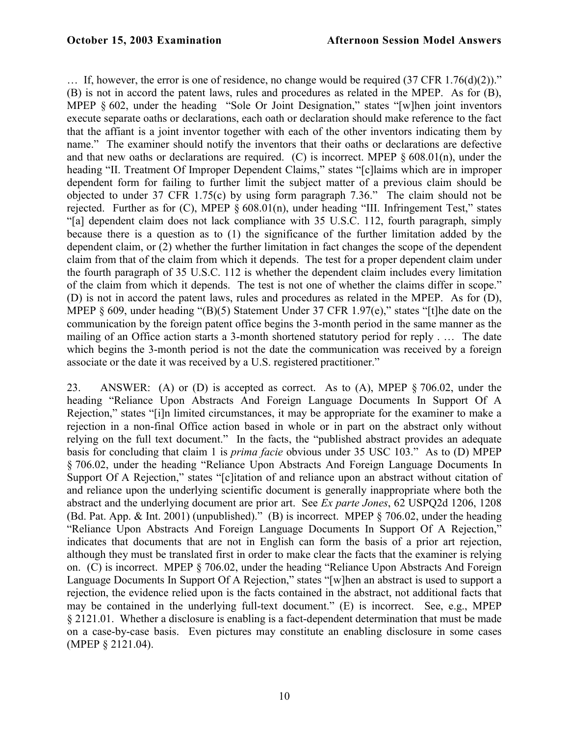… If, however, the error is one of residence, no change would be required (37 CFR 1.76(d)(2)).” (B) is not in accord the patent laws, rules and procedures as related in the MPEP. As for (B), MPEP § 602, under the heading "Sole Or Joint Designation," states "[w]hen joint inventors execute separate oaths or declarations, each oath or declaration should make reference to the fact that the affiant is a joint inventor together with each of the other inventors indicating them by name." The examiner should notify the inventors that their oaths or declarations are defective and that new oaths or declarations are required. (C) is incorrect. MPEP § 608.01(n), under the heading "II. Treatment Of Improper Dependent Claims," states "[c]laims which are in improper dependent form for failing to further limit the subject matter of a previous claim should be objected to under 37 CFR 1.75(c) by using form paragraph 7.36." The claim should not be rejected. Further as for (C), MPEP § 608.01(n), under heading "III. Infringement Test," states "[a] dependent claim does not lack compliance with 35 U.S.C. 112, fourth paragraph, simply because there is a question as to (1) the significance of the further limitation added by the dependent claim, or (2) whether the further limitation in fact changes the scope of the dependent claim from that of the claim from which it depends. The test for a proper dependent claim under the fourth paragraph of 35 U.S.C. 112 is whether the dependent claim includes every limitation of the claim from which it depends. The test is not one of whether the claims differ in scope." (D) is not in accord the patent laws, rules and procedures as related in the MPEP. As for (D), MPEP § 609, under heading "(B)(5) Statement Under 37 CFR 1.97(e)," states "[t]he date on the communication by the foreign patent office begins the 3-month period in the same manner as the mailing of an Office action starts a 3-month shortened statutory period for reply . … The date which begins the 3-month period is not the date the communication was received by a foreign associate or the date it was received by a U.S. registered practitioner."

23. ANSWER: (A) or (D) is accepted as correct. As to (A), MPEP § 706.02, under the heading "Reliance Upon Abstracts And Foreign Language Documents In Support Of A Rejection," states "[i]n limited circumstances, it may be appropriate for the examiner to make a rejection in a non-final Office action based in whole or in part on the abstract only without relying on the full text document." In the facts, the "published abstract provides an adequate basis for concluding that claim 1 is *prima facie* obvious under 35 USC 103." As to (D) MPEP § 706.02, under the heading "Reliance Upon Abstracts And Foreign Language Documents In Support Of A Rejection," states "[c]itation of and reliance upon an abstract without citation of and reliance upon the underlying scientific document is generally inappropriate where both the abstract and the underlying document are prior art. See *Ex parte Jones*, 62 USPQ2d 1206, 1208 (Bd. Pat. App. & Int. 2001) (unpublished)." (B) is incorrect. MPEP § 706.02, under the heading "Reliance Upon Abstracts And Foreign Language Documents In Support Of A Rejection," indicates that documents that are not in English can form the basis of a prior art rejection, although they must be translated first in order to make clear the facts that the examiner is relying on. (C) is incorrect. MPEP § 706.02, under the heading "Reliance Upon Abstracts And Foreign Language Documents In Support Of A Rejection," states "[w]hen an abstract is used to support a rejection, the evidence relied upon is the facts contained in the abstract, not additional facts that may be contained in the underlying full-text document." (E) is incorrect. See, e.g., MPEP § 2121.01. Whether a disclosure is enabling is a fact-dependent determination that must be made on a case-by-case basis. Even pictures may constitute an enabling disclosure in some cases (MPEP § 2121.04).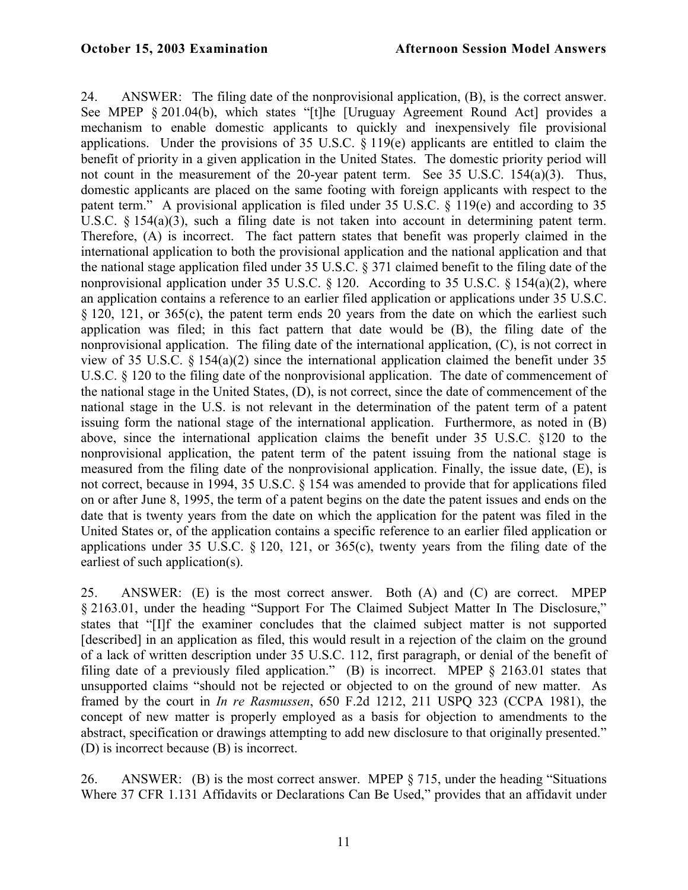24. ANSWER: The filing date of the nonprovisional application, (B), is the correct answer. See MPEP § 201.04(b), which states "[t]he [Uruguay Agreement Round Act] provides a mechanism to enable domestic applicants to quickly and inexpensively file provisional applications. Under the provisions of 35 U.S.C. § 119(e) applicants are entitled to claim the benefit of priority in a given application in the United States. The domestic priority period will not count in the measurement of the 20-year patent term. See 35 U.S.C. 154(a)(3). Thus, domestic applicants are placed on the same footing with foreign applicants with respect to the patent term." A provisional application is filed under 35 U.S.C. § 119(e) and according to 35 U.S.C. § 154(a)(3), such a filing date is not taken into account in determining patent term. Therefore, (A) is incorrect. The fact pattern states that benefit was properly claimed in the international application to both the provisional application and the national application and that the national stage application filed under 35 U.S.C. § 371 claimed benefit to the filing date of the nonprovisional application under 35 U.S.C. § 120. According to 35 U.S.C. § 154(a)(2), where an application contains a reference to an earlier filed application or applications under 35 U.S.C. § 120, 121, or 365(c), the patent term ends 20 years from the date on which the earliest such application was filed; in this fact pattern that date would be (B), the filing date of the nonprovisional application. The filing date of the international application, (C), is not correct in view of 35 U.S.C. § 154(a)(2) since the international application claimed the benefit under 35 U.S.C. § 120 to the filing date of the nonprovisional application. The date of commencement of the national stage in the United States, (D), is not correct, since the date of commencement of the national stage in the U.S. is not relevant in the determination of the patent term of a patent issuing form the national stage of the international application. Furthermore, as noted in (B) above, since the international application claims the benefit under 35 U.S.C. §120 to the nonprovisional application, the patent term of the patent issuing from the national stage is measured from the filing date of the nonprovisional application. Finally, the issue date, (E), is not correct, because in 1994, 35 U.S.C. § 154 was amended to provide that for applications filed on or after June 8, 1995, the term of a patent begins on the date the patent issues and ends on the date that is twenty years from the date on which the application for the patent was filed in the United States or, of the application contains a specific reference to an earlier filed application or applications under 35 U.S.C. § 120, 121, or 365(c), twenty years from the filing date of the earliest of such application(s).

25. ANSWER: (E) is the most correct answer. Both (A) and (C) are correct. MPEP § 2163.01, under the heading "Support For The Claimed Subject Matter In The Disclosure," states that "[I]f the examiner concludes that the claimed subject matter is not supported [described] in an application as filed, this would result in a rejection of the claim on the ground of a lack of written description under 35 U.S.C. 112, first paragraph, or denial of the benefit of filing date of a previously filed application." (B) is incorrect. MPEP § 2163.01 states that unsupported claims "should not be rejected or objected to on the ground of new matter. As framed by the court in *In re Rasmussen*, 650 F.2d 1212, 211 USPQ 323 (CCPA 1981), the concept of new matter is properly employed as a basis for objection to amendments to the abstract, specification or drawings attempting to add new disclosure to that originally presented." (D) is incorrect because (B) is incorrect.

26. ANSWER: (B) is the most correct answer. MPEP § 715, under the heading "Situations Where 37 CFR 1.131 Affidavits or Declarations Can Be Used," provides that an affidavit under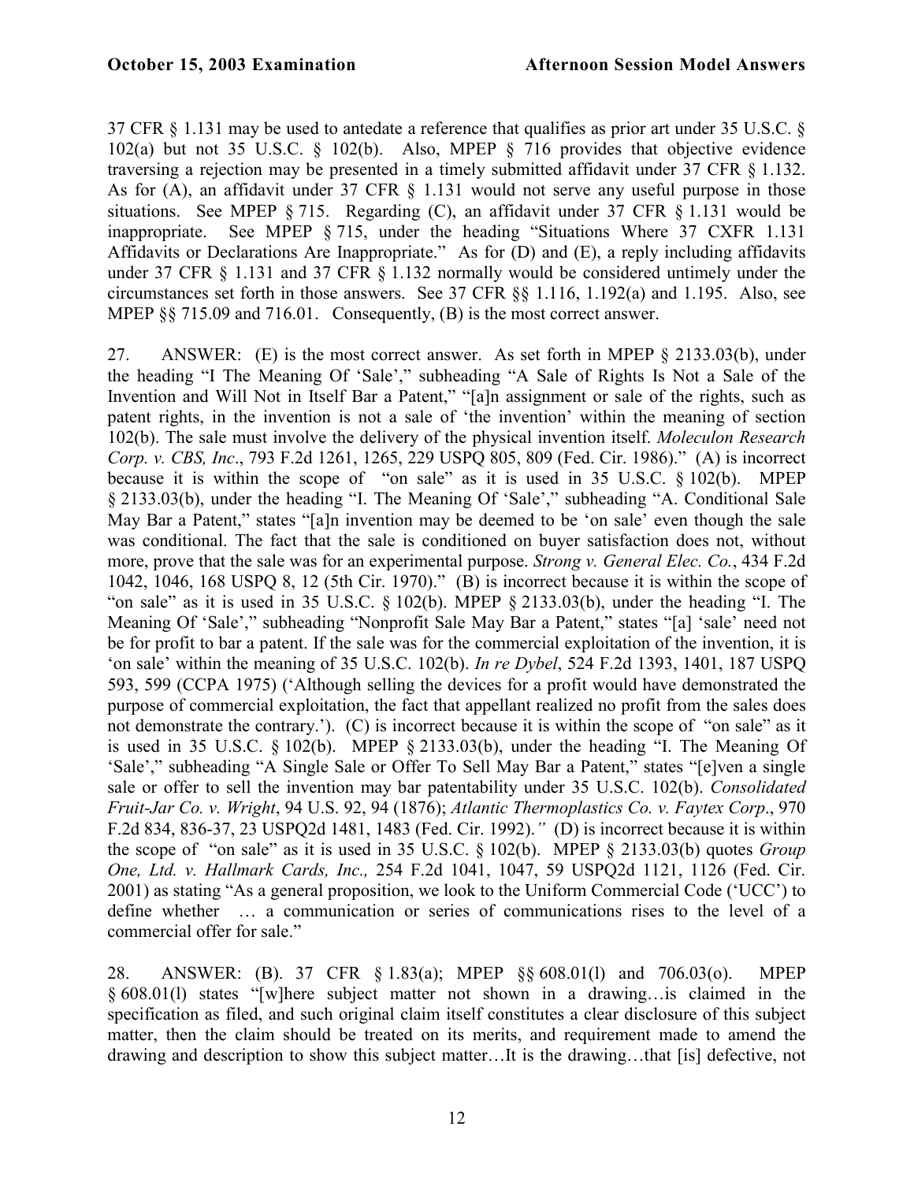37 CFR § 1.131 may be used to antedate a reference that qualifies as prior art under 35 U.S.C. § 102(a) but not 35 U.S.C. § 102(b). Also, MPEP § 716 provides that objective evidence traversing a rejection may be presented in a timely submitted affidavit under 37 CFR § 1.132. As for (A), an affidavit under 37 CFR § 1.131 would not serve any useful purpose in those situations. See MPEP § 715. Regarding (C), an affidavit under 37 CFR § 1.131 would be inappropriate. See MPEP § 715, under the heading "Situations Where 37 CXFR 1.131 Affidavits or Declarations Are Inappropriate." As for (D) and (E), a reply including affidavits under 37 CFR § 1.131 and 37 CFR § 1.132 normally would be considered untimely under the circumstances set forth in those answers. See 37 CFR §§ 1.116, 1.192(a) and 1.195. Also, see MPEP §§ 715.09 and 716.01. Consequently, (B) is the most correct answer.

27. ANSWER: (E) is the most correct answer. As set forth in MPEP § 2133.03(b), under the heading "I The Meaning Of 'Sale'," subheading "A Sale of Rights Is Not a Sale of the Invention and Will Not in Itself Bar a Patent," "[a]n assignment or sale of the rights, such as patent rights, in the invention is not a sale of 'the invention' within the meaning of section 102(b). The sale must involve the delivery of the physical invention itself. *Moleculon Research Corp. v. CBS, Inc*., 793 F.2d 1261, 1265, 229 USPQ 805, 809 (Fed. Cir. 1986)." (A) is incorrect because it is within the scope of "on sale" as it is used in 35 U.S.C. § 102(b). MPEP § 2133.03(b), under the heading "I. The Meaning Of 'Sale'," subheading "A. Conditional Sale May Bar a Patent," states "[a]n invention may be deemed to be 'on sale' even though the sale was conditional. The fact that the sale is conditioned on buyer satisfaction does not, without more, prove that the sale was for an experimental purpose. *Strong v. General Elec. Co.*, 434 F.2d 1042, 1046, 168 USPQ 8, 12 (5th Cir. 1970)." (B) is incorrect because it is within the scope of "on sale" as it is used in 35 U.S.C. § 102(b). MPEP § 2133.03(b), under the heading "I. The Meaning Of 'Sale'," subheading "Nonprofit Sale May Bar a Patent," states "[a] 'sale' need not be for profit to bar a patent. If the sale was for the commercial exploitation of the invention, it is 'on sale' within the meaning of 35 U.S.C. 102(b). *In re Dybel*, 524 F.2d 1393, 1401, 187 USPQ 593, 599 (CCPA 1975) ('Although selling the devices for a profit would have demonstrated the purpose of commercial exploitation, the fact that appellant realized no profit from the sales does not demonstrate the contrary.'). (C) is incorrect because it is within the scope of "on sale" as it is used in 35 U.S.C. § 102(b). MPEP § 2133.03(b), under the heading "I. The Meaning Of 'Sale'," subheading "A Single Sale or Offer To Sell May Bar a Patent," states "[e]ven a single sale or offer to sell the invention may bar patentability under 35 U.S.C. 102(b). *Consolidated Fruit-Jar Co. v. Wright*, 94 U.S. 92, 94 (1876); *Atlantic Thermoplastics Co. v. Faytex Corp*., 970 F.2d 834, 836-37, 23 USPQ2d 1481, 1483 (Fed. Cir. 1992)." (D) is incorrect because it is within the scope of "on sale" as it is used in 35 U.S.C. § 102(b). MPEP § 2133.03(b) quotes *Group One, Ltd. v. Hallmark Cards, Inc.,* 254 F.2d 1041, 1047, 59 USPQ2d 1121, 1126 (Fed. Cir. 2001) as stating "As a general proposition, we look to the Uniform Commercial Code ('UCC') to define whether … a communication or series of communications rises to the level of a commercial offer for sale."

28. ANSWER: (B). 37 CFR § 1.83(a); MPEP §§ 608.01(l) and 706.03(o). MPEP § 608.01(l) states "[w]here subject matter not shown in a drawing…is claimed in the specification as filed, and such original claim itself constitutes a clear disclosure of this subject matter, then the claim should be treated on its merits, and requirement made to amend the drawing and description to show this subject matter…It is the drawing…that [is] defective, not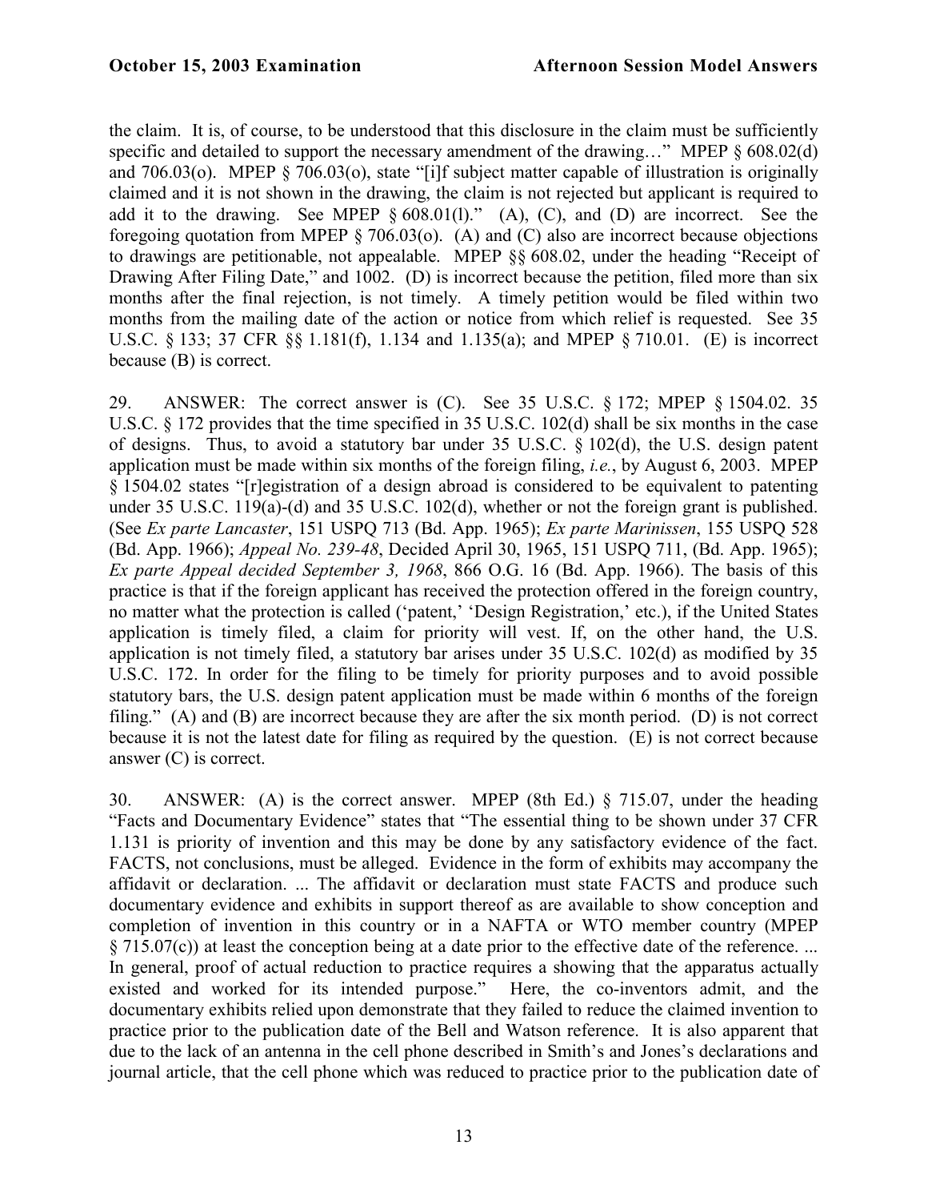the claim. It is, of course, to be understood that this disclosure in the claim must be sufficiently specific and detailed to support the necessary amendment of the drawing…" MPEP § 608.02(d) and 706.03(o). MPEP § 706.03(o), state "[i]f subject matter capable of illustration is originally claimed and it is not shown in the drawing, the claim is not rejected but applicant is required to add it to the drawing. See MPEP § 608.01(l)." (A), (C), and (D) are incorrect. See the foregoing quotation from MPEP § 706.03(o). (A) and (C) also are incorrect because objections to drawings are petitionable, not appealable. MPEP §§ 608.02, under the heading "Receipt of Drawing After Filing Date," and 1002. (D) is incorrect because the petition, filed more than six months after the final rejection, is not timely. A timely petition would be filed within two months from the mailing date of the action or notice from which relief is requested. See 35 U.S.C. § 133; 37 CFR §§ 1.181(f), 1.134 and 1.135(a); and MPEP § 710.01. (E) is incorrect because (B) is correct.

29. ANSWER: The correct answer is (C). See 35 U.S.C. § 172; MPEP § 1504.02. 35 U.S.C. § 172 provides that the time specified in 35 U.S.C. 102(d) shall be six months in the case of designs. Thus, to avoid a statutory bar under 35 U.S.C. § 102(d), the U.S. design patent application must be made within six months of the foreign filing, *i.e.*, by August 6, 2003. MPEP § 1504.02 states "[r]egistration of a design abroad is considered to be equivalent to patenting under 35 U.S.C. 119(a)-(d) and 35 U.S.C. 102(d), whether or not the foreign grant is published. (See *Ex parte Lancaster*, 151 USPQ 713 (Bd. App. 1965); *Ex parte Marinissen*, 155 USPQ 528 (Bd. App. 1966); *Appeal No. 239-48*, Decided April 30, 1965, 151 USPQ 711, (Bd. App. 1965); *Ex parte Appeal decided September 3, 1968*, 866 O.G. 16 (Bd. App. 1966). The basis of this practice is that if the foreign applicant has received the protection offered in the foreign country, no matter what the protection is called ('patent,' 'Design Registration,' etc.), if the United States application is timely filed, a claim for priority will vest. If, on the other hand, the U.S. application is not timely filed, a statutory bar arises under 35 U.S.C. 102(d) as modified by 35 U.S.C. 172. In order for the filing to be timely for priority purposes and to avoid possible statutory bars, the U.S. design patent application must be made within 6 months of the foreign filing." (A) and (B) are incorrect because they are after the six month period. (D) is not correct because it is not the latest date for filing as required by the question. (E) is not correct because answer (C) is correct.

30. ANSWER: (A) is the correct answer. MPEP (8th Ed.) § 715.07, under the heading "Facts and Documentary Evidence" states that "The essential thing to be shown under 37 CFR 1.131 is priority of invention and this may be done by any satisfactory evidence of the fact. FACTS, not conclusions, must be alleged. Evidence in the form of exhibits may accompany the affidavit or declaration. ... The affidavit or declaration must state FACTS and produce such documentary evidence and exhibits in support thereof as are available to show conception and completion of invention in this country or in a NAFTA or WTO member country (MPEP § 715.07(c)) at least the conception being at a date prior to the effective date of the reference. ... In general, proof of actual reduction to practice requires a showing that the apparatus actually existed and worked for its intended purpose." Here, the co-inventors admit, and the documentary exhibits relied upon demonstrate that they failed to reduce the claimed invention to practice prior to the publication date of the Bell and Watson reference. It is also apparent that due to the lack of an antenna in the cell phone described in Smith's and Jones's declarations and journal article, that the cell phone which was reduced to practice prior to the publication date of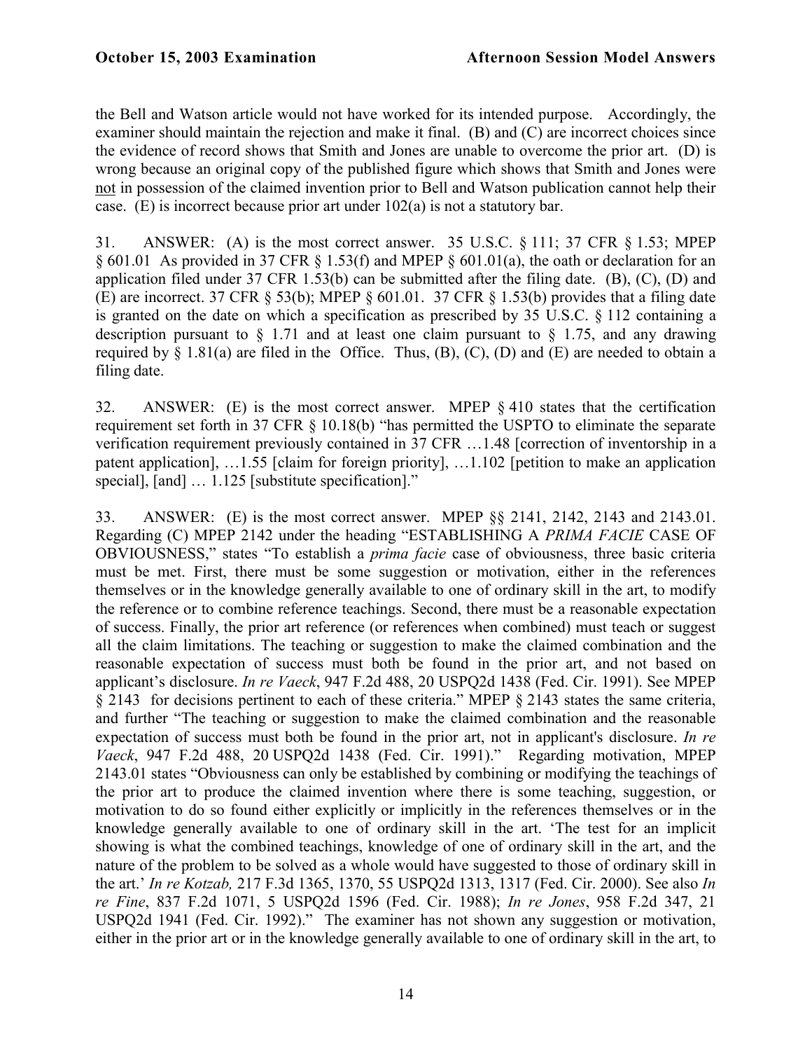the Bell and Watson article would not have worked for its intended purpose. Accordingly, the examiner should maintain the rejection and make it final. (B) and (C) are incorrect choices since the evidence of record shows that Smith and Jones are unable to overcome the prior art. (D) is wrong because an original copy of the published figure which shows that Smith and Jones were not in possession of the claimed invention prior to Bell and Watson publication cannot help their case. (E) is incorrect because prior art under 102(a) is not a statutory bar.

31. ANSWER: (A) is the most correct answer. 35 U.S.C. § 111; 37 CFR § 1.53; MPEP § 601.01 As provided in 37 CFR § 1.53(f) and MPEP § 601.01(a), the oath or declaration for an application filed under 37 CFR 1.53(b) can be submitted after the filing date. (B), (C), (D) and (E) are incorrect. 37 CFR § 53(b); MPEP § 601.01. 37 CFR § 1.53(b) provides that a filing date is granted on the date on which a specification as prescribed by 35 U.S.C. § 112 containing a description pursuant to § 1.71 and at least one claim pursuant to § 1.75, and any drawing required by § 1.81(a) are filed in the Office. Thus, (B), (C), (D) and (E) are needed to obtain a filing date.

32. ANSWER: (E) is the most correct answer. MPEP § 410 states that the certification requirement set forth in 37 CFR § 10.18(b) "has permitted the USPTO to eliminate the separate verification requirement previously contained in 37 CFR …1.48 [correction of inventorship in a patent application], …1.55 [claim for foreign priority], …1.102 [petition to make an application special], [and] … 1.125 [substitute specification]."

33. ANSWER: (E) is the most correct answer. MPEP §§ 2141, 2142, 2143 and 2143.01. Regarding (C) MPEP 2142 under the heading "ESTABLISHING A *PRIMA FACIE* CASE OF OBVIOUSNESS," states "To establish a *prima facie* case of obviousness, three basic criteria must be met. First, there must be some suggestion or motivation, either in the references themselves or in the knowledge generally available to one of ordinary skill in the art, to modify the reference or to combine reference teachings. Second, there must be a reasonable expectation of success. Finally, the prior art reference (or references when combined) must teach or suggest all the claim limitations. The teaching or suggestion to make the claimed combination and the reasonable expectation of success must both be found in the prior art, and not based on applicant's disclosure. *In re Vaeck*, 947 F.2d 488, 20 USPQ2d 1438 (Fed. Cir. 1991). See MPEP § 2143 for decisions pertinent to each of these criteria." MPEP § 2143 states the same criteria, and further "The teaching or suggestion to make the claimed combination and the reasonable expectation of success must both be found in the prior art, not in applicant's disclosure. *In re Vaeck*, 947 F.2d 488, 20 USPQ2d 1438 (Fed. Cir. 1991)." Regarding motivation, MPEP 2143.01 states "Obviousness can only be established by combining or modifying the teachings of the prior art to produce the claimed invention where there is some teaching, suggestion, or motivation to do so found either explicitly or implicitly in the references themselves or in the knowledge generally available to one of ordinary skill in the art. 'The test for an implicit showing is what the combined teachings, knowledge of one of ordinary skill in the art, and the nature of the problem to be solved as a whole would have suggested to those of ordinary skill in the art.' *In re Kotzab,* 217 F.3d 1365, 1370, 55 USPQ2d 1313, 1317 (Fed. Cir. 2000). See also *In re Fine*, 837 F.2d 1071, 5 USPQ2d 1596 (Fed. Cir. 1988); *In re Jones*, 958 F.2d 347, 21 USPQ2d 1941 (Fed. Cir. 1992)." The examiner has not shown any suggestion or motivation, either in the prior art or in the knowledge generally available to one of ordinary skill in the art, to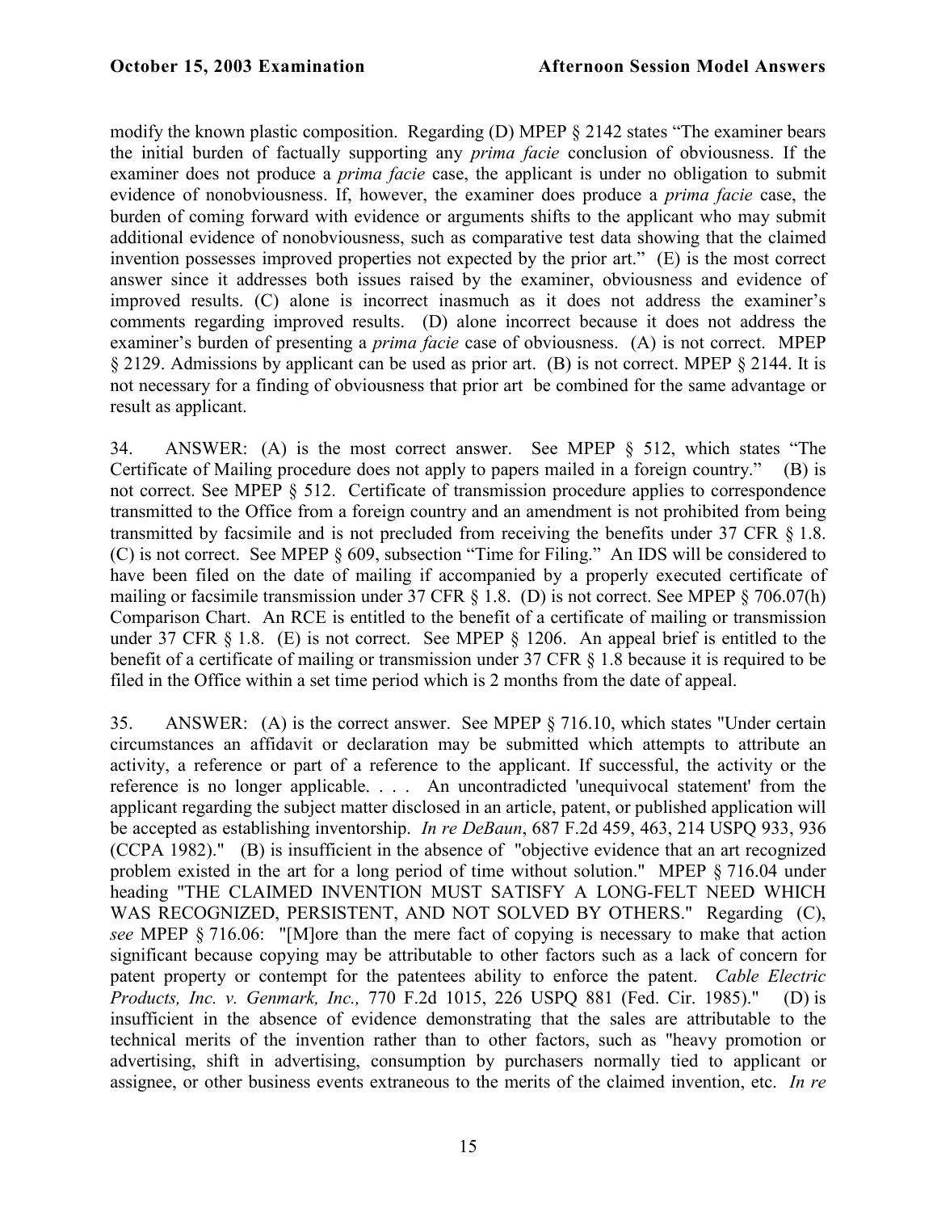modify the known plastic composition. Regarding (D) MPEP § 2142 states "The examiner bears the initial burden of factually supporting any *prima facie* conclusion of obviousness. If the examiner does not produce a *prima facie* case, the applicant is under no obligation to submit evidence of nonobviousness. If, however, the examiner does produce a *prima facie* case, the burden of coming forward with evidence or arguments shifts to the applicant who may submit additional evidence of nonobviousness, such as comparative test data showing that the claimed invention possesses improved properties not expected by the prior art." (E) is the most correct answer since it addresses both issues raised by the examiner, obviousness and evidence of improved results. (C) alone is incorrect inasmuch as it does not address the examiner's comments regarding improved results. (D) alone incorrect because it does not address the examiner's burden of presenting a *prima facie* case of obviousness. (A) is not correct. MPEP § 2129. Admissions by applicant can be used as prior art. (B) is not correct. MPEP § 2144. It is not necessary for a finding of obviousness that prior art be combined for the same advantage or result as applicant.

34. ANSWER: (A) is the most correct answer. See MPEP § 512, which states "The Certificate of Mailing procedure does not apply to papers mailed in a foreign country." (B) is not correct. See MPEP § 512. Certificate of transmission procedure applies to correspondence transmitted to the Office from a foreign country and an amendment is not prohibited from being transmitted by facsimile and is not precluded from receiving the benefits under 37 CFR § 1.8. (C) is not correct. See MPEP § 609, subsection "Time for Filing." An IDS will be considered to have been filed on the date of mailing if accompanied by a properly executed certificate of mailing or facsimile transmission under 37 CFR § 1.8. (D) is not correct. See MPEP § 706.07(h) Comparison Chart. An RCE is entitled to the benefit of a certificate of mailing or transmission under 37 CFR § 1.8. (E) is not correct. See MPEP § 1206. An appeal brief is entitled to the benefit of a certificate of mailing or transmission under 37 CFR § 1.8 because it is required to be filed in the Office within a set time period which is 2 months from the date of appeal.

35. ANSWER: (A) is the correct answer. See MPEP § 716.10, which states "Under certain circumstances an affidavit or declaration may be submitted which attempts to attribute an activity, a reference or part of a reference to the applicant. If successful, the activity or the reference is no longer applicable. . . . An uncontradicted 'unequivocal statement' from the applicant regarding the subject matter disclosed in an article, patent, or published application will be accepted as establishing inventorship. *In re DeBaun*, 687 F.2d 459, 463, 214 USPQ 933, 936 (CCPA 1982)." (B) is insufficient in the absence of "objective evidence that an art recognized problem existed in the art for a long period of time without solution." MPEP § 716.04 under heading "THE CLAIMED INVENTION MUST SATISFY A LONG-FELT NEED WHICH WAS RECOGNIZED, PERSISTENT, AND NOT SOLVED BY OTHERS." Regarding (C), *see* MPEP § 716.06: "[M]ore than the mere fact of copying is necessary to make that action significant because copying may be attributable to other factors such as a lack of concern for patent property or contempt for the patentees ability to enforce the patent. *Cable Electric Products, Inc. v. Genmark, Inc.,* 770 F.2d 1015, 226 USPQ 881 (Fed. Cir. 1985)." (D) is insufficient in the absence of evidence demonstrating that the sales are attributable to the technical merits of the invention rather than to other factors, such as "heavy promotion or advertising, shift in advertising, consumption by purchasers normally tied to applicant or assignee, or other business events extraneous to the merits of the claimed invention, etc. *In re*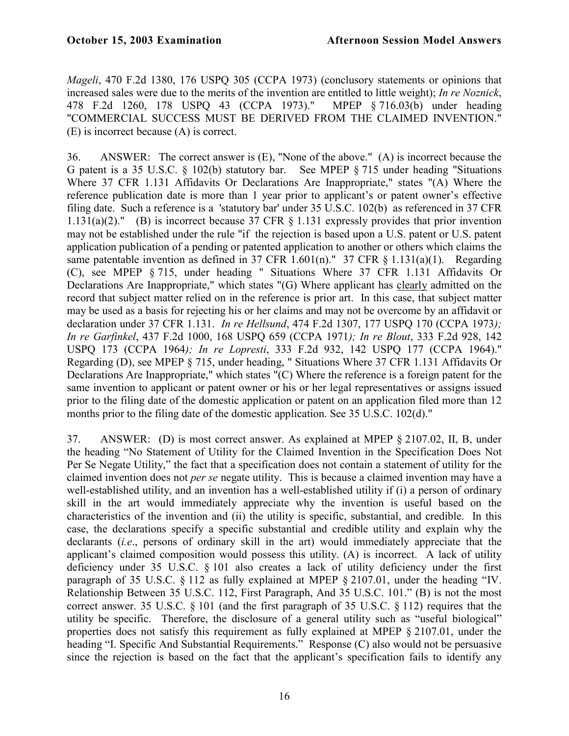*Mageli*, 470 F.2d 1380, 176 USPQ 305 (CCPA 1973) (conclusory statements or opinions that increased sales were due to the merits of the invention are entitled to little weight); *In re Noznick*, 478 F.2d 1260, 178 USPQ 43 (CCPA 1973)." MPEP § 716.03(b) under heading "COMMERCIAL SUCCESS MUST BE DERIVED FROM THE CLAIMED INVENTION." (E) is incorrect because (A) is correct.

36. ANSWER: The correct answer is (E), "None of the above." (A) is incorrect because the G patent is a 35 U.S.C. § 102(b) statutory bar. See MPEP § 715 under heading "Situations Where 37 CFR 1.131 Affidavits Or Declarations Are Inappropriate," states "(A) Where the reference publication date is more than 1 year prior to applicant's or patent owner's effective filing date. Such a reference is a 'statutory bar' under 35 U.S.C. 102(b) as referenced in 37 CFR 1.131(a)(2)." (B) is incorrect because 37 CFR § 1.131 expressly provides that prior invention may not be established under the rule "if the rejection is based upon a U.S. patent or U.S. patent application publication of a pending or patented application to another or others which claims the same patentable invention as defined in 37 CFR 1.601(n)." 37 CFR § 1.131(a)(1). Regarding (C), see MPEP § 715, under heading " Situations Where 37 CFR 1.131 Affidavits Or Declarations Are Inappropriate," which states "(G) Where applicant has <u>clearly</u> admitted on the record that subject matter relied on in the reference is prior art. In this case, that subject matter may be used as a basis for rejecting his or her claims and may not be overcome by an affidavit or declaration under 37 CFR 1.131. *In re Hellsund*, 474 F.2d 1307, 177 USPQ 170 (CCPA 1973); *In re Garfinkel*, 437 F.2d 1000, 168 USPQ 659 (CCPA 1971); *In re Blout*, 333 F.2d 928, 142 USPQ 173 (CCPA 1964); *In re Lopresti*, 333 F.2d 932, 142 USPQ 177 (CCPA 1964)." Regarding (D), see MPEP § 715, under heading, " Situations Where 37 CFR 1.131 Affidavits Or Declarations Are Inappropriate," which states "(C) Where the reference is a foreign patent for the same invention to applicant or patent owner or his or her legal representatives or assigns issued prior to the filing date of the domestic application or patent on an application filed more than 12 months prior to the filing date of the domestic application. See 35 U.S.C. 102(d)."

37. ANSWER: (D) is most correct answer. As explained at MPEP § 2107.02, II, B, under the heading "No Statement of Utility for the Claimed Invention in the Specification Does Not Per Se Negate Utility," the fact that a specification does not contain a statement of utility for the claimed invention does not *per se* negate utility. This is because a claimed invention may have a well-established utility, and an invention has a well-established utility if (i) a person of ordinary skill in the art would immediately appreciate why the invention is useful based on the characteristics of the invention and (ii) the utility is specific, substantial, and credible. In this case, the declarations specify a specific substantial and credible utility and explain why the declarants (*i.e*., persons of ordinary skill in the art) would immediately appreciate that the applicant's claimed composition would possess this utility. (A) is incorrect. A lack of utility deficiency under 35 U.S.C. § 101 also creates a lack of utility deficiency under the first paragraph of 35 U.S.C. § 112 as fully explained at MPEP § 2107.01, under the heading "IV. Relationship Between 35 U.S.C. 112, First Paragraph, And 35 U.S.C. 101." (B) is not the most correct answer. 35 U.S.C. § 101 (and the first paragraph of 35 U.S.C. § 112) requires that the utility be specific. Therefore, the disclosure of a general utility such as "useful biological" properties does not satisfy this requirement as fully explained at MPEP § 2107.01, under the heading "I. Specific And Substantial Requirements." Response (C) also would not be persuasive since the rejection is based on the fact that the applicant's specification fails to identify any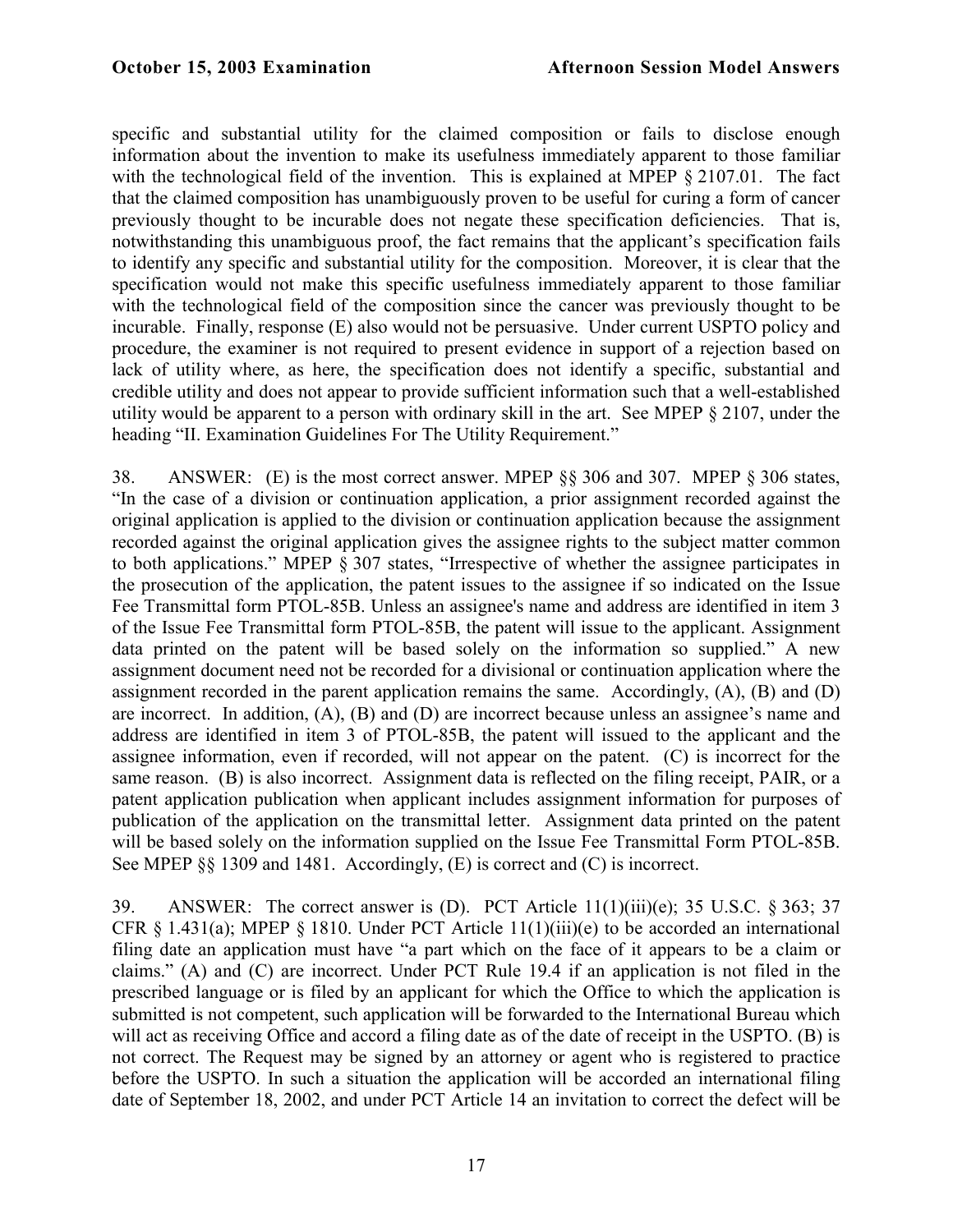specific and substantial utility for the claimed composition or fails to disclose enough information about the invention to make its usefulness immediately apparent to those familiar with the technological field of the invention. This is explained at MPEP § 2107.01. The fact that the claimed composition has unambiguously proven to be useful for curing a form of cancer previously thought to be incurable does not negate these specification deficiencies. That is, notwithstanding this unambiguous proof, the fact remains that the applicant's specification fails to identify any specific and substantial utility for the composition. Moreover, it is clear that the specification would not make this specific usefulness immediately apparent to those familiar with the technological field of the composition since the cancer was previously thought to be incurable. Finally, response (E) also would not be persuasive. Under current USPTO policy and procedure, the examiner is not required to present evidence in support of a rejection based on lack of utility where, as here, the specification does not identify a specific, substantial and credible utility and does not appear to provide sufficient information such that a well-established utility would be apparent to a person with ordinary skill in the art. See MPEP § 2107, under the heading "II. Examination Guidelines For The Utility Requirement."

38. ANSWER: (E) is the most correct answer. MPEP §§ 306 and 307. MPEP § 306 states, "In the case of a division or continuation application, a prior assignment recorded against the original application is applied to the division or continuation application because the assignment recorded against the original application gives the assignee rights to the subject matter common to both applications." MPEP § 307 states, "Irrespective of whether the assignee participates in the prosecution of the application, the patent issues to the assignee if so indicated on the Issue Fee Transmittal form PTOL-85B. Unless an assignee's name and address are identified in item 3 of the Issue Fee Transmittal form PTOL-85B, the patent will issue to the applicant. Assignment data printed on the patent will be based solely on the information so supplied." A new assignment document need not be recorded for a divisional or continuation application where the assignment recorded in the parent application remains the same. Accordingly, (A), (B) and (D) are incorrect. In addition, (A), (B) and (D) are incorrect because unless an assignee's name and address are identified in item 3 of PTOL-85B, the patent will issued to the applicant and the assignee information, even if recorded, will not appear on the patent. (C) is incorrect for the same reason. (B) is also incorrect. Assignment data is reflected on the filing receipt, PAIR, or a patent application publication when applicant includes assignment information for purposes of publication of the application on the transmittal letter. Assignment data printed on the patent will be based solely on the information supplied on the Issue Fee Transmittal Form PTOL-85B. See MPEP §§ 1309 and 1481. Accordingly, (E) is correct and (C) is incorrect.

39. ANSWER: The correct answer is (D). PCT Article 11(1)(iii)(e); 35 U.S.C. § 363; 37 CFR § 1.431(a); MPEP § 1810. Under PCT Article 11(1)(iii)(e) to be accorded an international filing date an application must have "a part which on the face of it appears to be a claim or claims." (A) and (C) are incorrect. Under PCT Rule 19.4 if an application is not filed in the prescribed language or is filed by an applicant for which the Office to which the application is submitted is not competent, such application will be forwarded to the International Bureau which will act as receiving Office and accord a filing date as of the date of receipt in the USPTO. (B) is not correct. The Request may be signed by an attorney or agent who is registered to practice before the USPTO. In such a situation the application will be accorded an international filing date of September 18, 2002, and under PCT Article 14 an invitation to correct the defect will be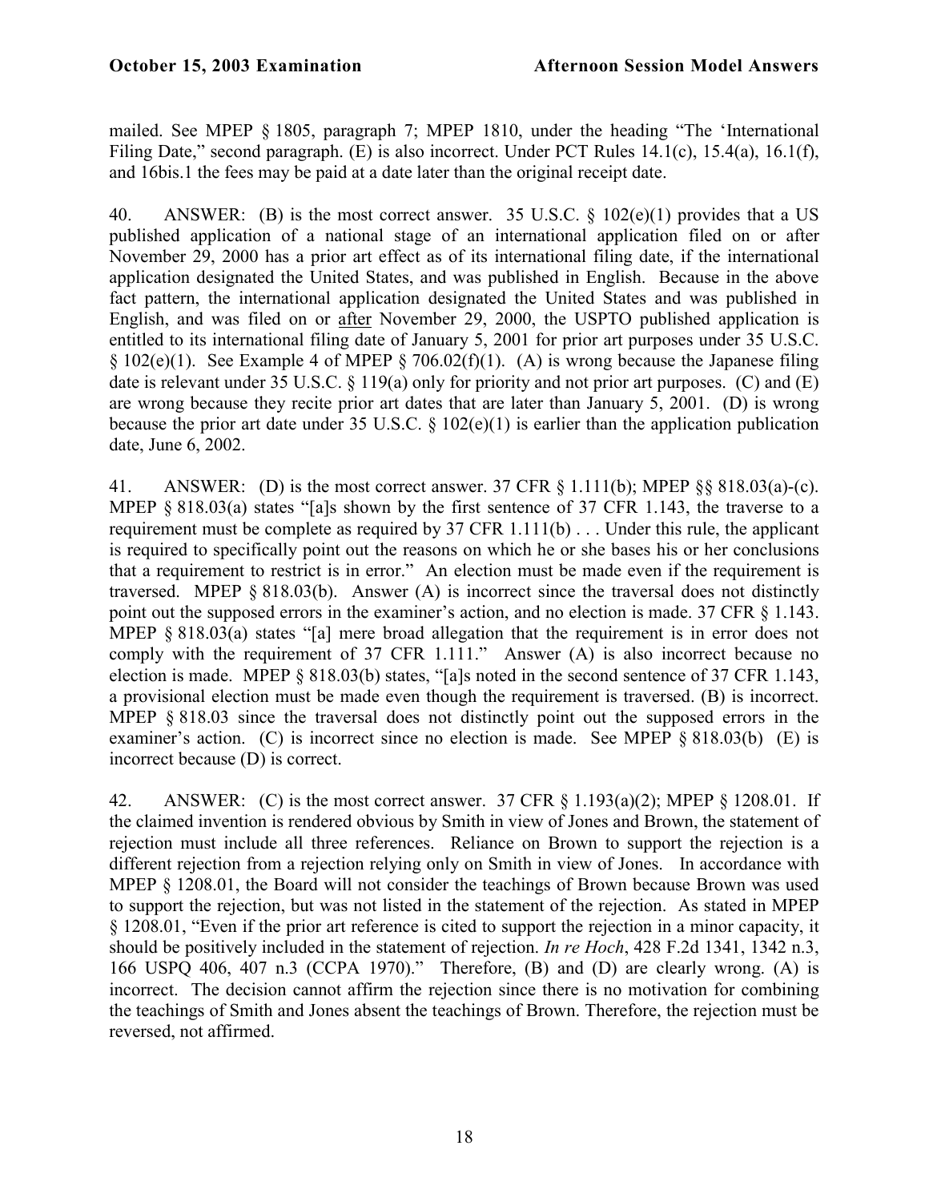mailed. See MPEP § 1805, paragraph 7; MPEP 1810, under the heading "The 'International Filing Date," second paragraph. (E) is also incorrect. Under PCT Rules 14.1(c), 15.4(a), 16.1(f), and 16bis.1 the fees may be paid at a date later than the original receipt date.

40. ANSWER: (B) is the most correct answer. 35 U.S.C. § 102(e)(1) provides that a US published application of a national stage of an international application filed on or after November 29, 2000 has a prior art effect as of its international filing date, if the international application designated the United States, and was published in English. Because in the above fact pattern, the international application designated the United States and was published in English, and was filed on or after November 29, 2000, the USPTO published application is entitled to its international filing date of January 5, 2001 for prior art purposes under 35 U.S.C. § 102(e)(1). See Example 4 of MPEP § 706.02(f)(1). (A) is wrong because the Japanese filing date is relevant under 35 U.S.C. § 119(a) only for priority and not prior art purposes. (C) and (E) are wrong because they recite prior art dates that are later than January 5, 2001. (D) is wrong because the prior art date under 35 U.S.C. § 102(e)(1) is earlier than the application publication date, June 6, 2002.

41. ANSWER: (D) is the most correct answer. 37 CFR § 1.111(b); MPEP §§ 818.03(a)-(c). MPEP § 818.03(a) states "[a]s shown by the first sentence of 37 CFR 1.143, the traverse to a requirement must be complete as required by 37 CFR 1.111(b) . . . Under this rule, the applicant is required to specifically point out the reasons on which he or she bases his or her conclusions that a requirement to restrict is in error." An election must be made even if the requirement is traversed. MPEP § 818.03(b). Answer (A) is incorrect since the traversal does not distinctly point out the supposed errors in the examiner's action, and no election is made. 37 CFR § 1.143. MPEP § 818.03(a) states "[a] mere broad allegation that the requirement is in error does not comply with the requirement of 37 CFR 1.111." Answer (A) is also incorrect because no election is made. MPEP § 818.03(b) states, "[a]s noted in the second sentence of 37 CFR 1.143, a provisional election must be made even though the requirement is traversed. (B) is incorrect. MPEP § 818.03 since the traversal does not distinctly point out the supposed errors in the examiner's action. (C) is incorrect since no election is made. See MPEP § 818.03(b) (E) is incorrect because (D) is correct.

42. ANSWER: (C) is the most correct answer. 37 CFR § 1.193(a)(2); MPEP § 1208.01. If the claimed invention is rendered obvious by Smith in view of Jones and Brown, the statement of rejection must include all three references. Reliance on Brown to support the rejection is a different rejection from a rejection relying only on Smith in view of Jones. In accordance with MPEP § 1208.01, the Board will not consider the teachings of Brown because Brown was used to support the rejection, but was not listed in the statement of the rejection. As stated in MPEP § 1208.01, "Even if the prior art reference is cited to support the rejection in a minor capacity, it should be positively included in the statement of rejection. *In re Hoch*, 428 F.2d 1341, 1342 n.3, 166 USPQ 406, 407 n.3 (CCPA 1970)." Therefore, (B) and (D) are clearly wrong. (A) is incorrect. The decision cannot affirm the rejection since there is no motivation for combining the teachings of Smith and Jones absent the teachings of Brown. Therefore, the rejection must be reversed, not affirmed.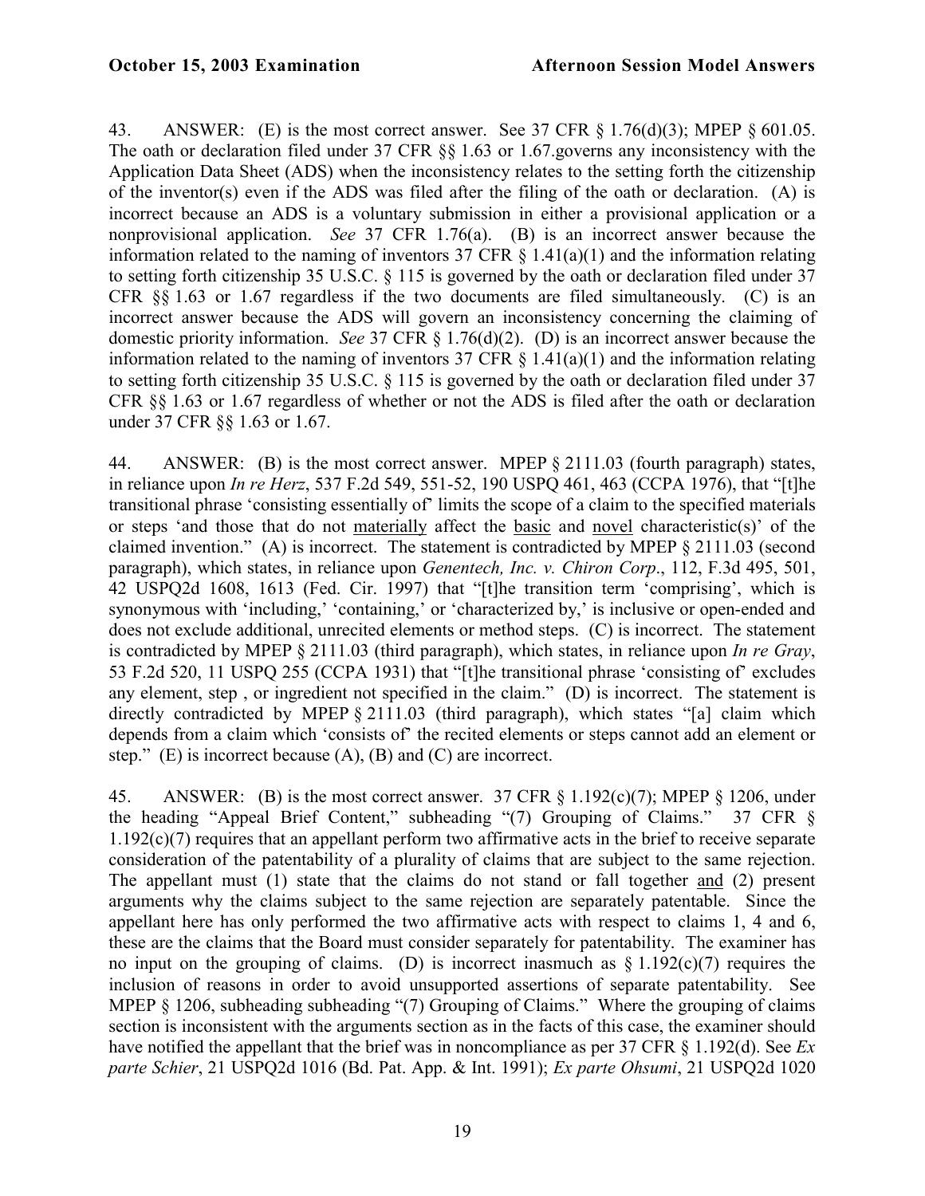43. ANSWER: (E) is the most correct answer. See 37 CFR § 1.76(d)(3); MPEP § 601.05. The oath or declaration filed under 37 CFR §§ 1.63 or 1.67.governs any inconsistency with the Application Data Sheet (ADS) when the inconsistency relates to the setting forth the citizenship of the inventor(s) even if the ADS was filed after the filing of the oath or declaration. (A) is incorrect because an ADS is a voluntary submission in either a provisional application or a nonprovisional application. *See* 37 CFR 1.76(a). (B) is an incorrect answer because the information related to the naming of inventors 37 CFR § 1.41(a)(1) and the information relating to setting forth citizenship 35 U.S.C. § 115 is governed by the oath or declaration filed under 37 CFR §§ 1.63 or 1.67 regardless if the two documents are filed simultaneously. (C) is an incorrect answer because the ADS will govern an inconsistency concerning the claiming of domestic priority information. *See* 37 CFR § 1.76(d)(2). (D) is an incorrect answer because the information related to the naming of inventors 37 CFR § 1.41(a)(1) and the information relating to setting forth citizenship 35 U.S.C. § 115 is governed by the oath or declaration filed under 37 CFR §§ 1.63 or 1.67 regardless of whether or not the ADS is filed after the oath or declaration under 37 CFR §§ 1.63 or 1.67.

44. ANSWER: (B) is the most correct answer. MPEP § 2111.03 (fourth paragraph) states, in reliance upon *In re Herz*, 537 F.2d 549, 551-52, 190 USPQ 461, 463 (CCPA 1976), that "[t]he transitional phrase 'consisting essentially of' limits the scope of a claim to the specified materials or steps 'and those that do not materially affect the basic and novel characteristic(s)' of the claimed invention." (A) is incorrect. The statement is contradicted by MPEP § 2111.03 (second paragraph), which states, in reliance upon *Genentech, Inc. v. Chiron Corp*., 112, F.3d 495, 501, 42 USPQ2d 1608, 1613 (Fed. Cir. 1997) that "[t]he transition term 'comprising', which is synonymous with 'including,' 'containing,' or 'characterized by,' is inclusive or open-ended and does not exclude additional, unrecited elements or method steps. (C) is incorrect. The statement is contradicted by MPEP § 2111.03 (third paragraph), which states, in reliance upon *In re Gray*, 53 F.2d 520, 11 USPQ 255 (CCPA 1931) that "[t]he transitional phrase 'consisting of' excludes any element, step , or ingredient not specified in the claim." (D) is incorrect. The statement is directly contradicted by MPEP § 2111.03 (third paragraph), which states "[a] claim which depends from a claim which 'consists of' the recited elements or steps cannot add an element or step." (E) is incorrect because (A), (B) and (C) are incorrect.

45. ANSWER: (B) is the most correct answer. 37 CFR § 1.192(c)(7); MPEP § 1206, under the heading "Appeal Brief Content," subheading "(7) Grouping of Claims." 37 CFR § 1.192(c)(7) requires that an appellant perform two affirmative acts in the brief to receive separate consideration of the patentability of a plurality of claims that are subject to the same rejection. The appellant must (1) state that the claims do not stand or fall together and (2) present arguments why the claims subject to the same rejection are separately patentable. Since the appellant here has only performed the two affirmative acts with respect to claims 1, 4 and 6, these are the claims that the Board must consider separately for patentability. The examiner has no input on the grouping of claims. (D) is incorrect inasmuch as § 1.192(c)(7) requires the inclusion of reasons in order to avoid unsupported assertions of separate patentability. See MPEP § 1206, subheading subheading "(7) Grouping of Claims." Where the grouping of claims section is inconsistent with the arguments section as in the facts of this case, the examiner should have notified the appellant that the brief was in noncompliance as per 37 CFR § 1.192(d). See *Ex parte Schier*, 21 USPQ2d 1016 (Bd. Pat. App. & Int. 1991); *Ex parte Ohsumi*, 21 USPQ2d 1020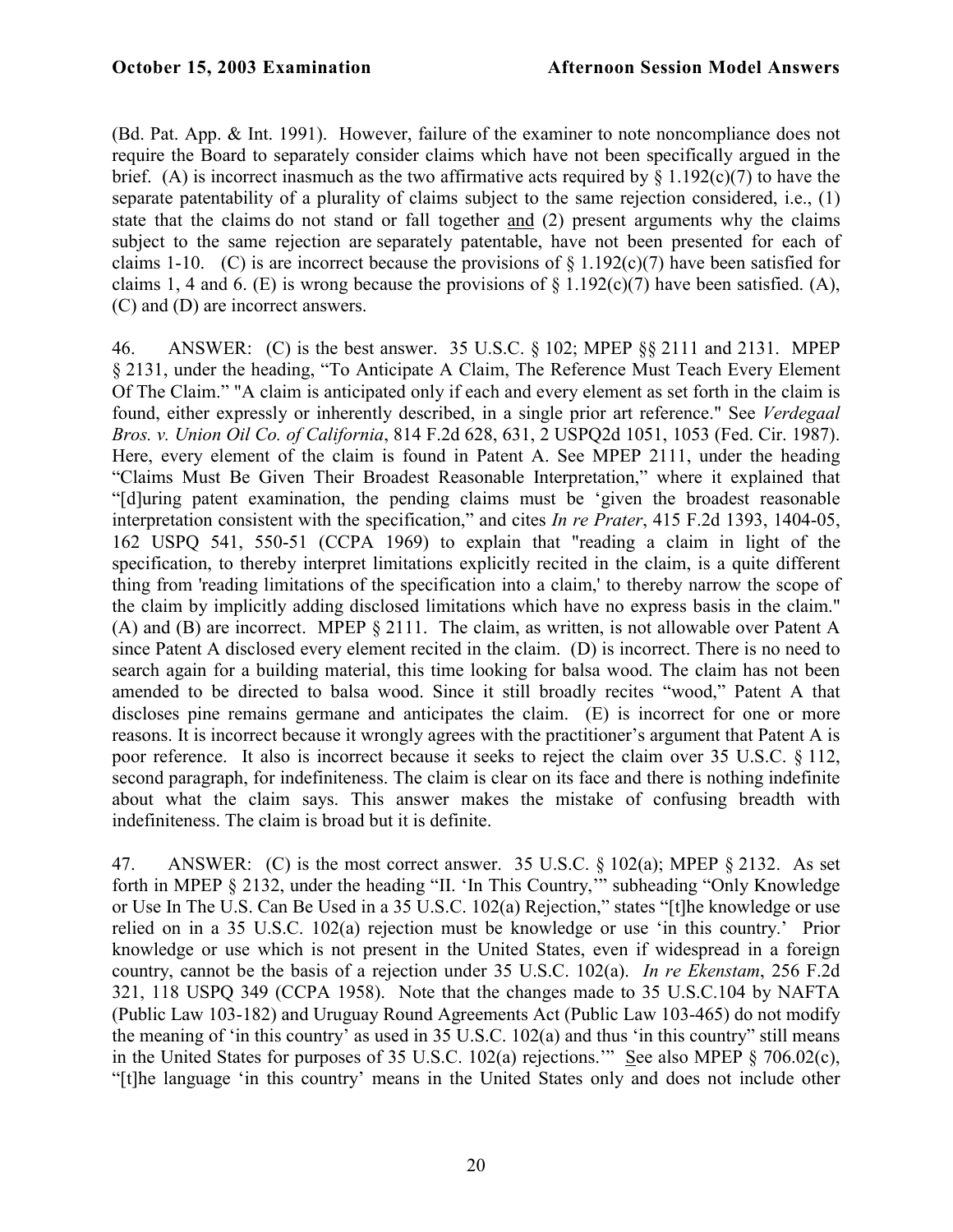(Bd. Pat. App. & Int. 1991). However, failure of the examiner to note noncompliance does not require the Board to separately consider claims which have not been specifically argued in the brief. (A) is incorrect inasmuch as the two affirmative acts required by § 1.192(c)(7) to have the separate patentability of a plurality of claims subject to the same rejection considered, i.e., (1) state that the claims do not stand or fall together <u>and</u> (2) present arguments why the claims subject to the same rejection are separately patentable, have not been presented for each of claims 1-10. (C) is are incorrect because the provisions of § 1.192(c)(7) have been satisfied for claims 1, 4 and 6. (E) is wrong because the provisions of § 1.192(c)(7) have been satisfied. (A), (C) and (D) are incorrect answers.

46. ANSWER: (C) is the best answer. 35 U.S.C. § 102; MPEP §§ 2111 and 2131. MPEP § 2131, under the heading, "To Anticipate A Claim, The Reference Must Teach Every Element Of The Claim." "A claim is anticipated only if each and every element as set forth in the claim is found, either expressly or inherently described, in a single prior art reference." See *Verdegaal Bros. v. Union Oil Co. of California*, 814 F.2d 628, 631, 2 USPQ2d 1051, 1053 (Fed. Cir. 1987). Here, every element of the claim is found in Patent A. See MPEP 2111, under the heading "Claims Must Be Given Their Broadest Reasonable Interpretation," where it explained that "[d]uring patent examination, the pending claims must be 'given the broadest reasonable interpretation consistent with the specification," and cites *In re Prater*, 415 F.2d 1393, 1404-05, 162 USPQ 541, 550-51 (CCPA 1969) to explain that "reading a claim in light of the specification, to thereby interpret limitations explicitly recited in the claim, is a quite different thing from 'reading limitations of the specification into a claim,' to thereby narrow the scope of the claim by implicitly adding disclosed limitations which have no express basis in the claim." (A) and (B) are incorrect. MPEP § 2111. The claim, as written, is not allowable over Patent A since Patent A disclosed every element recited in the claim. (D) is incorrect. There is no need to search again for a building material, this time looking for balsa wood. The claim has not been amended to be directed to balsa wood. Since it still broadly recites "wood," Patent A that discloses pine remains germane and anticipates the claim. (E) is incorrect for one or more reasons. It is incorrect because it wrongly agrees with the practitioner's argument that Patent A is poor reference. It also is incorrect because it seeks to reject the claim over 35 U.S.C. § 112, second paragraph, for indefiniteness. The claim is clear on its face and there is nothing indefinite about what the claim says. This answer makes the mistake of confusing breadth with indefiniteness. The claim is broad but it is definite.

47. ANSWER: (C) is the most correct answer. 35 U.S.C. § 102(a); MPEP § 2132. As set forth in MPEP § 2132, under the heading "II. 'In This Country,'" subheading "Only Knowledge or Use In The U.S. Can Be Used in a 35 U.S.C. 102(a) Rejection," states "[t]he knowledge or use relied on in a 35 U.S.C. 102(a) rejection must be knowledge or use 'in this country.' Prior knowledge or use which is not present in the United States, even if widespread in a foreign country, cannot be the basis of a rejection under 35 U.S.C. 102(a). *In re Ekenstam*, 256 F.2d 321, 118 USPQ 349 (CCPA 1958). Note that the changes made to 35 U.S.C.104 by NAFTA (Public Law 103-182) and Uruguay Round Agreements Act (Public Law 103-465) do not modify the meaning of 'in this country' as used in 35 U.S.C. 102(a) and thus 'in this country" still means in the United States for purposes of 35 U.S.C. 102(a) rejections.'" <u>S</u>ee also MPEP § 706.02(c), "[t]he language 'in this country' means in the United States only and does not include other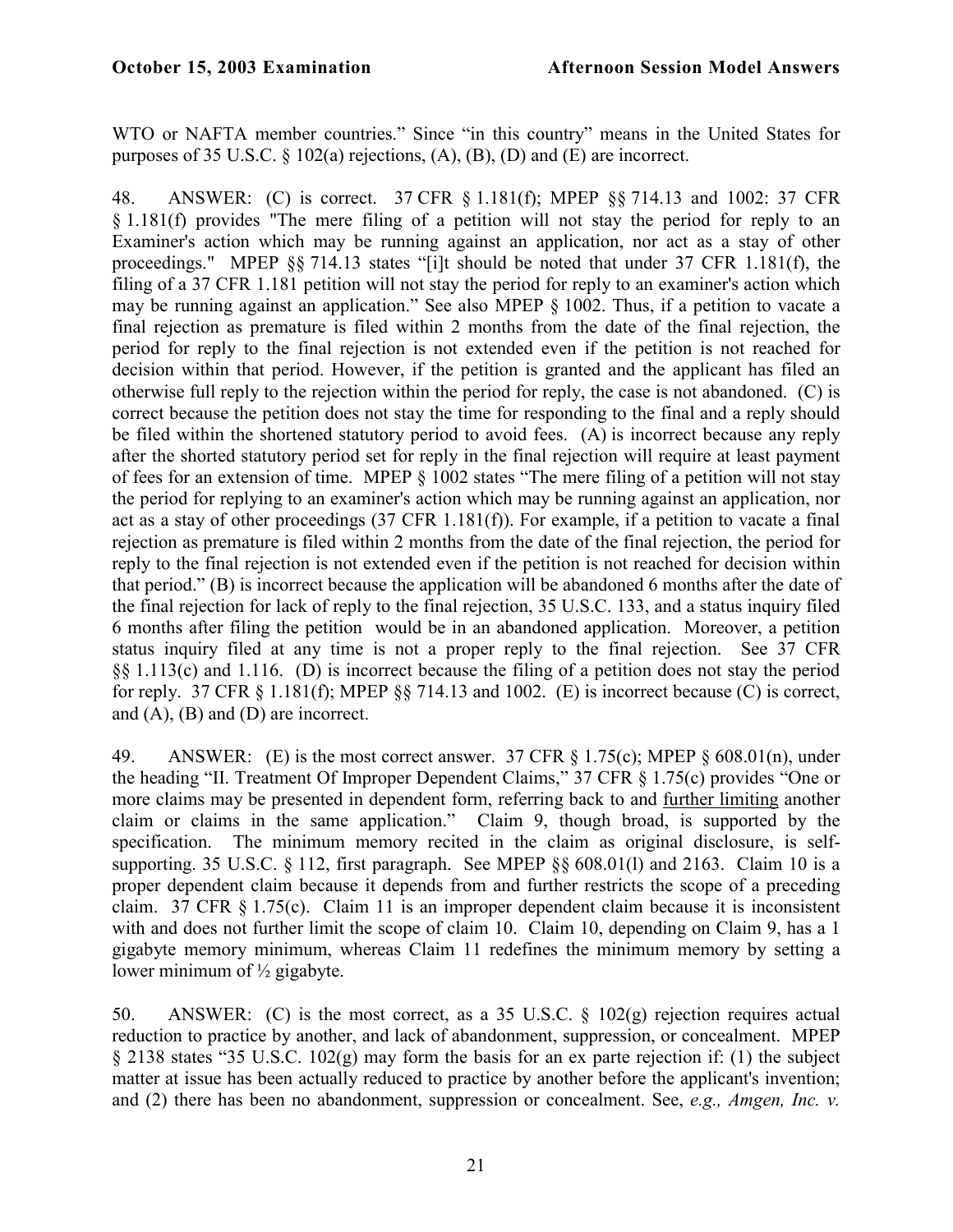WTO or NAFTA member countries." Since "in this country" means in the United States for purposes of 35 U.S.C. § 102(a) rejections, (A), (B), (D) and (E) are incorrect.

48. ANSWER: (C) is correct. 37 CFR § 1.181(f); MPEP §§ 714.13 and 1002: 37 CFR § 1.181(f) provides "The mere filing of a petition will not stay the period for reply to an Examiner's action which may be running against an application, nor act as a stay of other proceedings." MPEP §§ 714.13 states "[i]t should be noted that under 37 CFR 1.181(f), the filing of a 37 CFR 1.181 petition will not stay the period for reply to an examiner's action which may be running against an application." See also MPEP § 1002. Thus, if a petition to vacate a final rejection as premature is filed within 2 months from the date of the final rejection, the period for reply to the final rejection is not extended even if the petition is not reached for decision within that period. However, if the petition is granted and the applicant has filed an otherwise full reply to the rejection within the period for reply, the case is not abandoned. (C) is correct because the petition does not stay the time for responding to the final and a reply should be filed within the shortened statutory period to avoid fees. (A) is incorrect because any reply after the shorted statutory period set for reply in the final rejection will require at least payment of fees for an extension of time. MPEP § 1002 states "The mere filing of a petition will not stay the period for replying to an examiner's action which may be running against an application, nor act as a stay of other proceedings (37 CFR 1.181(f)). For example, if a petition to vacate a final rejection as premature is filed within 2 months from the date of the final rejection, the period for reply to the final rejection is not extended even if the petition is not reached for decision within that period." (B) is incorrect because the application will be abandoned 6 months after the date of the final rejection for lack of reply to the final rejection, 35 U.S.C. 133, and a status inquiry filed 6 months after filing the petition would be in an abandoned application. Moreover, a petition status inquiry filed at any time is not a proper reply to the final rejection. See 37 CFR §§ 1.113(c) and 1.116. (D) is incorrect because the filing of a petition does not stay the period for reply. 37 CFR § 1.181(f); MPEP §§ 714.13 and 1002. (E) is incorrect because (C) is correct, and (A), (B) and (D) are incorrect.

49. ANSWER: (E) is the most correct answer. 37 CFR § 1.75(c); MPEP § 608.01(n), under the heading "II. Treatment Of Improper Dependent Claims," 37 CFR § 1.75(c) provides "One or more claims may be presented in dependent form, referring back to and <u>further limiting</u> another claim or claims in the same application." Claim 9, though broad, is supported by the specification. The minimum memory recited in the claim as original disclosure, is self-supporting. 35 U.S.C. § 112, first paragraph. See MPEP §§ 608.01(l) and 2163. Claim 10 is a proper dependent claim because it depends from and further restricts the scope of a preceding claim. 37 CFR § 1.75(c). Claim 11 is an improper dependent claim because it is inconsistent with and does not further limit the scope of claim 10. Claim 10, depending on Claim 9, has a 1 gigabyte memory minimum, whereas Claim 11 redefines the minimum memory by setting a lower minimum of ½ gigabyte.

50. ANSWER: (C) is the most correct, as a 35 U.S.C. § 102(g) rejection requires actual reduction to practice by another, and lack of abandonment, suppression, or concealment. MPEP § 2138 states "35 U.S.C. 102(g) may form the basis for an ex parte rejection if: (1) the subject matter at issue has been actually reduced to practice by another before the applicant's invention; and (2) there has been no abandonment, suppression or concealment. See, *e.g., Amgen, Inc. v.*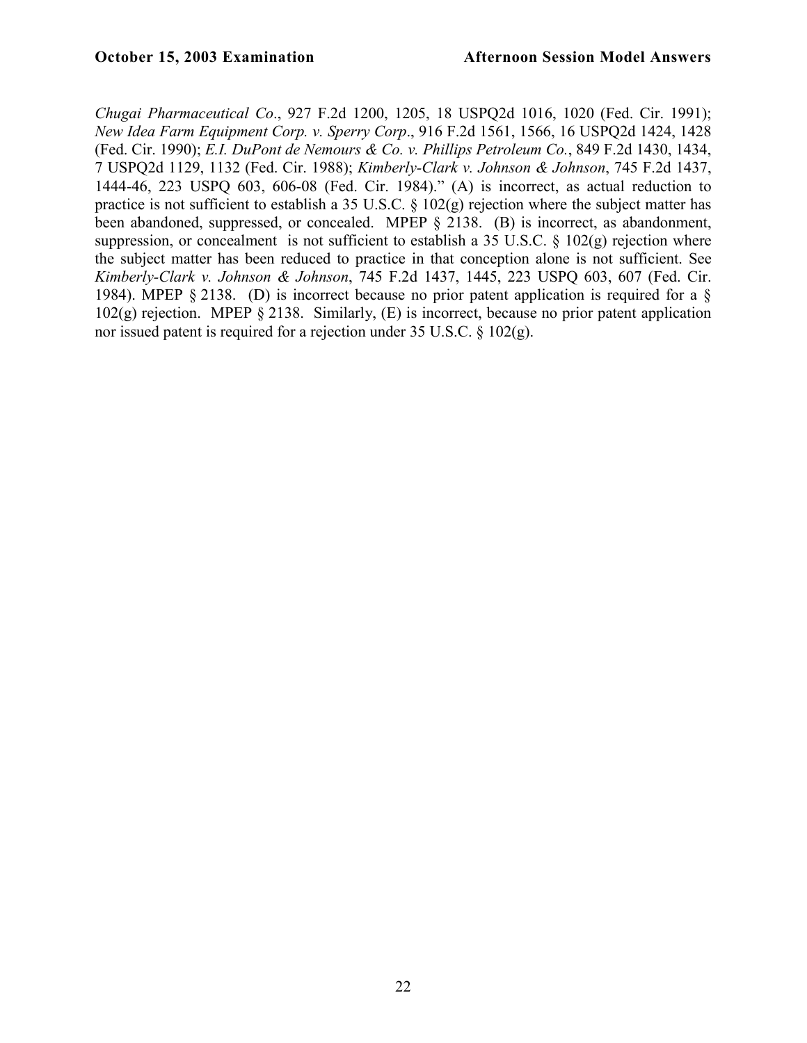*Chugai Pharmaceutical Co*., 927 F.2d 1200, 1205, 18 USPQ2d 1016, 1020 (Fed. Cir. 1991); *New Idea Farm Equipment Corp. v. Sperry Corp*., 916 F.2d 1561, 1566, 16 USPQ2d 1424, 1428 (Fed. Cir. 1990); *E.I. DuPont de Nemours & Co. v. Phillips Petroleum Co.*, 849 F.2d 1430, 1434, 7 USPQ2d 1129, 1132 (Fed. Cir. 1988); *Kimberly-Clark v. Johnson & Johnson*, 745 F.2d 1437, 1444-46, 223 USPQ 603, 606-08 (Fed. Cir. 1984)." (A) is incorrect, as actual reduction to practice is not sufficient to establish a 35 U.S.C. § 102(g) rejection where the subject matter has been abandoned, suppressed, or concealed. MPEP § 2138. (B) is incorrect, as abandonment, suppression, or concealment is not sufficient to establish a 35 U.S.C. § 102(g) rejection where the subject matter has been reduced to practice in that conception alone is not sufficient. See *Kimberly-Clark v. Johnson & Johnson*, 745 F.2d 1437, 1445, 223 USPQ 603, 607 (Fed. Cir. 1984). MPEP § 2138. (D) is incorrect because no prior patent application is required for a § 102(g) rejection. MPEP § 2138. Similarly, (E) is incorrect, because no prior patent application nor issued patent is required for a rejection under 35 U.S.C. § 102(g).